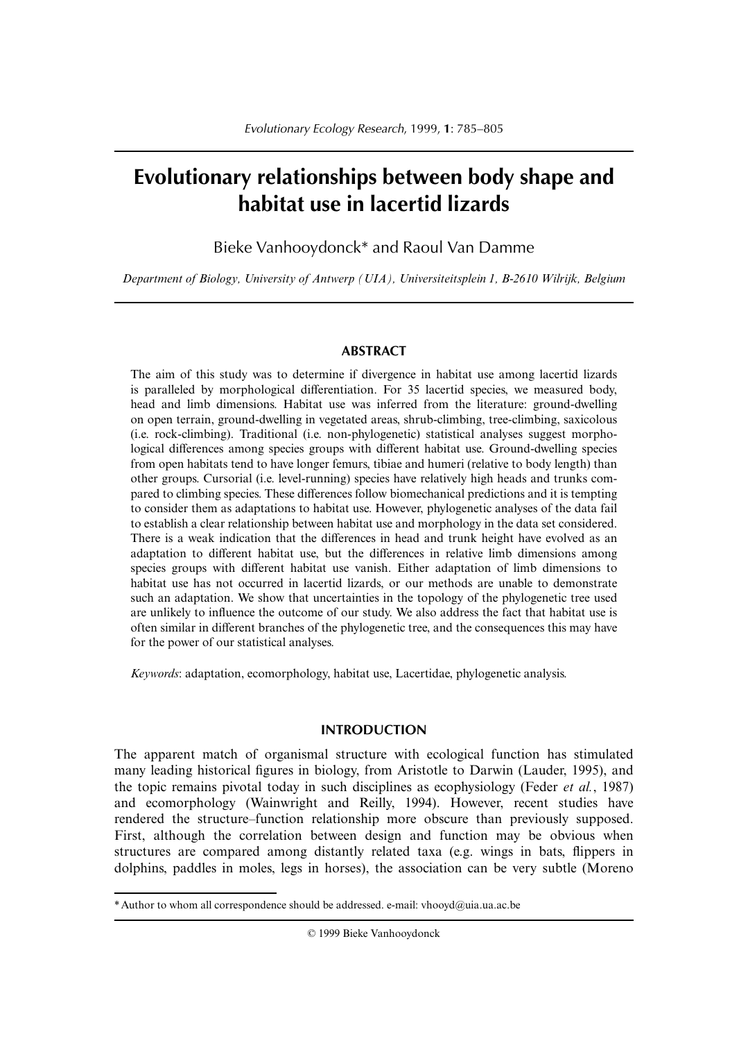# Evolutionary relationships between body shape and habitat use in lacertid lizards

Bieke Vanhooydonck* and Raoul Van Damme

*Department of Biology, University of Antwerp (UIA), Universiteitsplein 1, B-2610 Wilrijk, Belgium*

## ABSTRACT

The aim of this study was to determine if divergence in habitat use among lacertid lizards is paralleled by morphological differentiation. For 35 lacertid species, we measured body, head and limb dimensions. Habitat use was inferred from the literature: ground-dwelling on open terrain, ground-dwelling in vegetated areas, shrub-climbing, tree-climbing, saxicolous (i.e. rock-climbing). Traditional (i.e. non-phylogenetic) statistical analyses suggest morphological differences among species groups with different habitat use. Ground-dwelling species from open habitats tend to have longer femurs, tibiae and humeri (relative to body length) than other groups. Cursorial (i.e. level-running) species have relatively high heads and trunks compared to climbing species. These differences follow biomechanical predictions and it is tempting to consider them as adaptations to habitat use. However, phylogenetic analyses of the data fail to establish a clear relationship between habitat use and morphology in the data set considered. There is a weak indication that the differences in head and trunk height have evolved as an adaptation to different habitat use, but the differences in relative limb dimensions among species groups with different habitat use vanish. Either adaptation of limb dimensions to habitat use has not occurred in lacertid lizards, or our methods are unable to demonstrate such an adaptation. We show that uncertainties in the topology of the phylogenetic tree used are unlikely to influence the outcome of our study. We also address the fact that habitat use is often similar in different branches of the phylogenetic tree, and the consequences this may have for the power of our statistical analyses.

*Keywords*: adaptation, ecomorphology, habitat use, Lacertidae, phylogenetic analysis.

## INTRODUCTION

The apparent match of organismal structure with ecological function has stimulated many leading historical figures in biology, from Aristotle to Darwin (Lauder, 1995), and the topic remains pivotal today in such disciplines as ecophysiology (Feder *et al.*, 1987) and ecomorphology (Wainwright and Reilly, 1994). However, recent studies have rendered the structure–function relationship more obscure than previously supposed. First, although the correlation between design and function may be obvious when structures are compared among distantly related taxa (e.g. wings in bats, flippers in dolphins, paddles in moles, legs in horses), the association can be very subtle (Moreno

---

\* Author to whom all correspondence should be addressed. e-mail: vhooyd@uia.ua.ac.be

© 1999 Bieke Vanhooydonck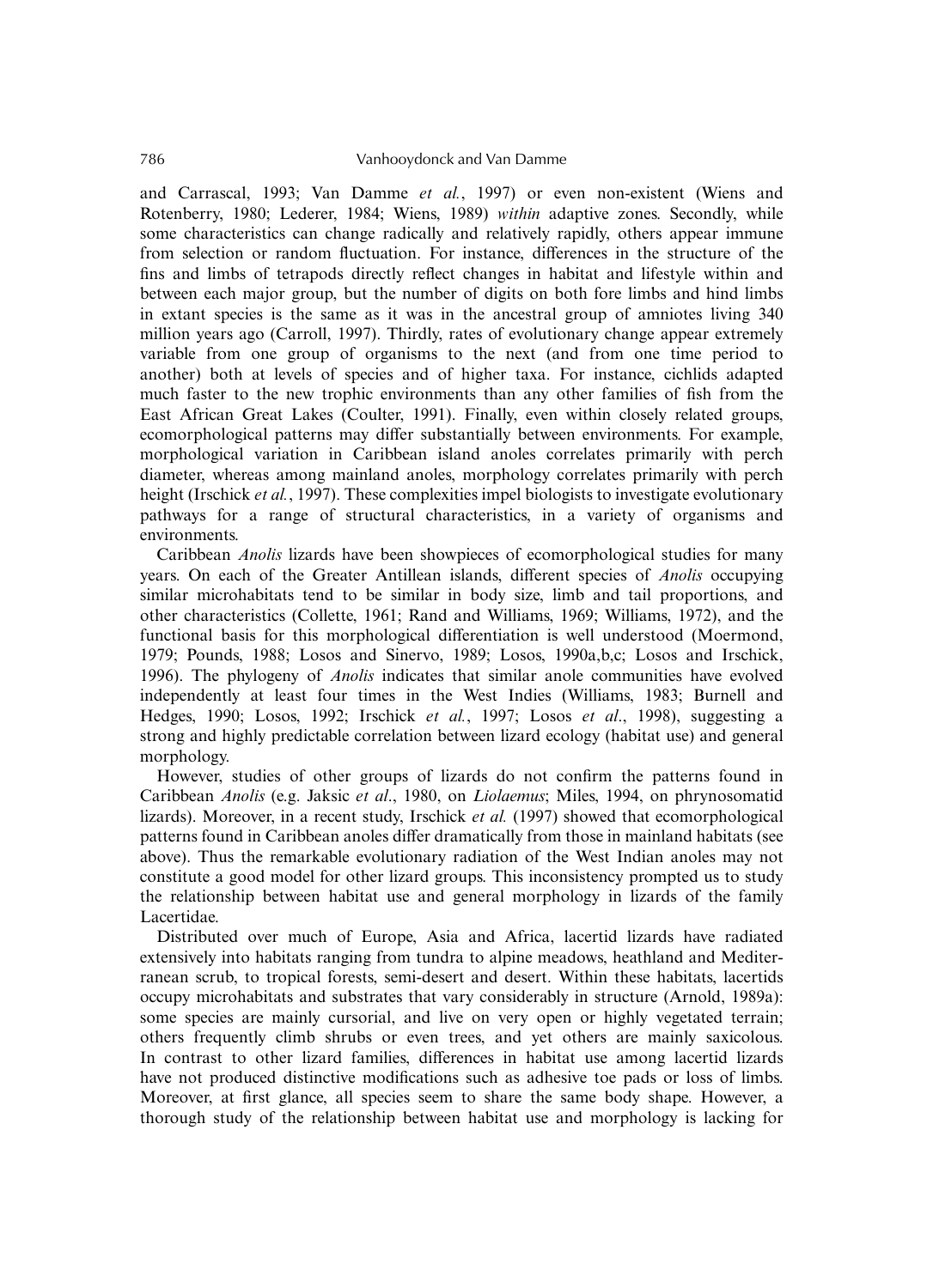and Carrascal, 1993; Van Damme *et al.*, 1997) or even non-existent (Wiens and Rotenberry, 1980; Lederer, 1984; Wiens, 1989) *within* adaptive zones. Secondly, while some characteristics can change radically and relatively rapidly, others appear immune from selection or random fluctuation. For instance, differences in the structure of the fins and limbs of tetrapods directly reflect changes in habitat and lifestyle within and between each major group, but the number of digits on both fore limbs and hind limbs in extant species is the same as it was in the ancestral group of amniotes living 340 million years ago (Carroll, 1997). Thirdly, rates of evolutionary change appear extremely variable from one group of organisms to the next (and from one time period to another) both at levels of species and of higher taxa. For instance, cichlids adapted much faster to the new trophic environments than any other families of fish from the East African Great Lakes (Coulter, 1991). Finally, even within closely related groups, ecomorphological patterns may differ substantially between environments. For example, morphological variation in Caribbean island anoles correlates primarily with perch diameter, whereas among mainland anoles, morphology correlates primarily with perch height (Irschick *et al.*, 1997). These complexities impel biologists to investigate evolutionary pathways for a range of structural characteristics, in a variety of organisms and environments.

Caribbean *Anolis* lizards have been showpieces of ecomorphological studies for many years. On each of the Greater Antillean islands, different species of *Anolis* occupying similar microhabitats tend to be similar in body size, limb and tail proportions, and other characteristics (Collette, 1961; Rand and Williams, 1969; Williams, 1972), and the functional basis for this morphological differentiation is well understood (Moermond, 1979; Pounds, 1988; Losos and Sinervo, 1989; Losos, 1990a,b,c; Losos and Irschick, 1996). The phylogeny of *Anolis* indicates that similar anole communities have evolved independently at least four times in the West Indies (Williams, 1983; Burnell and Hedges, 1990; Losos, 1992; Irschick *et al.*, 1997; Losos *et al.*, 1998), suggesting a strong and highly predictable correlation between lizard ecology (habitat use) and general morphology.

However, studies of other groups of lizards do not confirm the patterns found in Caribbean *Anolis* (e.g. Jaksic *et al.*, 1980, on *Liolaemus*; Miles, 1994, on phrynosomatid lizards). Moreover, in a recent study, Irschick *et al.* (1997) showed that ecomorphological patterns found in Caribbean anoles differ dramatically from those in mainland habitats (see above). Thus the remarkable evolutionary radiation of the West Indian anoles may not constitute a good model for other lizard groups. This inconsistency prompted us to study the relationship between habitat use and general morphology in lizards of the family Lacertidae.

Distributed over much of Europe, Asia and Africa, lacertid lizards have radiated extensively into habitats ranging from tundra to alpine meadows, heathland and Mediterranean scrub, to tropical forests, semi-desert and desert. Within these habitats, lacertids occupy microhabitats and substrates that vary considerably in structure (Arnold, 1989a): some species are mainly cursorial, and live on very open or highly vegetated terrain; others frequently climb shrubs or even trees, and yet others are mainly saxicolous. In contrast to other lizard families, differences in habitat use among lacertid lizards have not produced distinctive modifications such as adhesive toe pads or loss of limbs. Moreover, at first glance, all species seem to share the same body shape. However, a thorough study of the relationship between habitat use and morphology is lacking for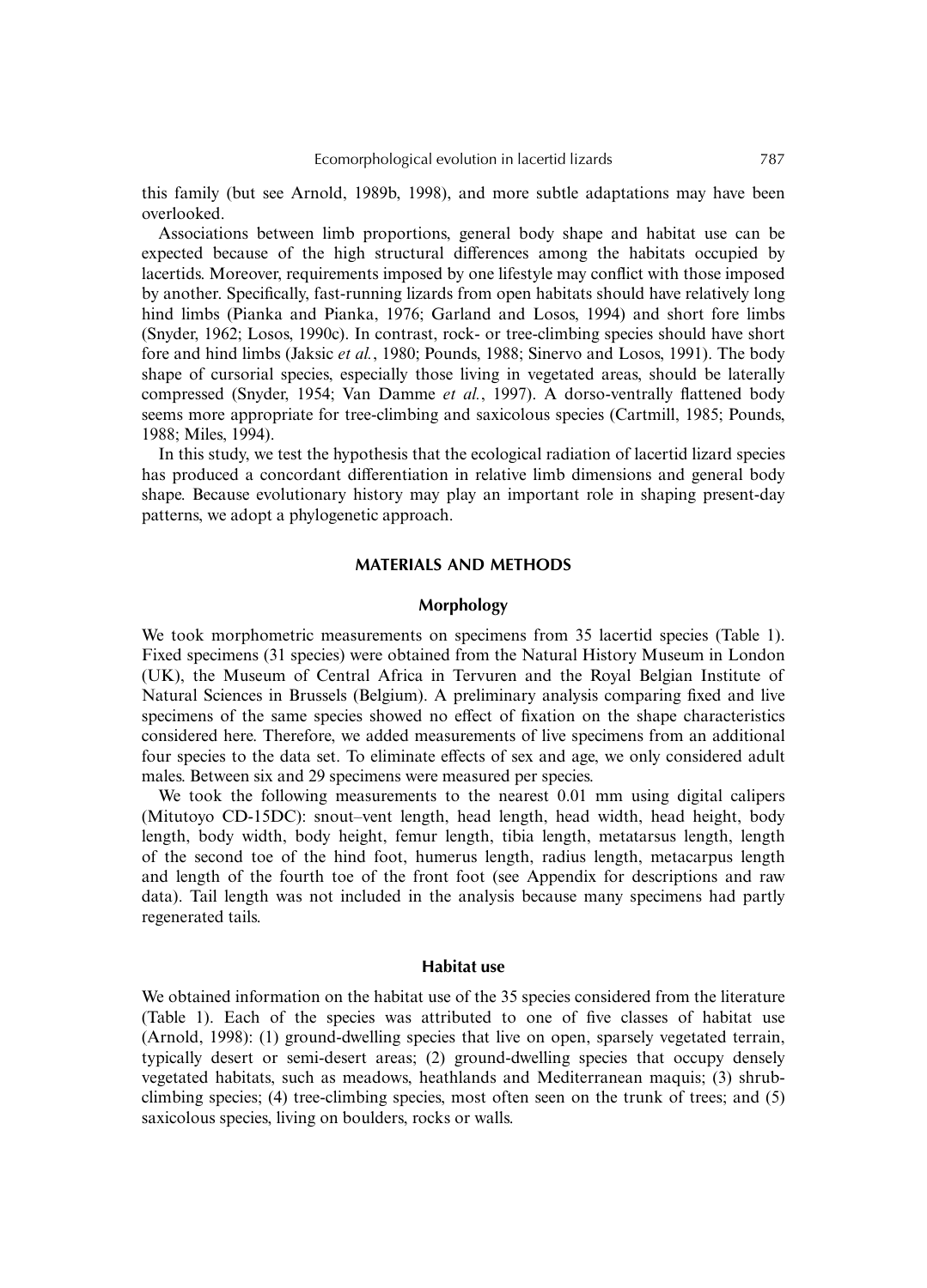this family (but see Arnold, 1989b, 1998), and more subtle adaptations may have been overlooked.

Associations between limb proportions, general body shape and habitat use can be expected because of the high structural differences among the habitats occupied by lacertids. Moreover, requirements imposed by one lifestyle may conflict with those imposed by another. Specifically, fast-running lizards from open habitats should have relatively long hind limbs (Pianka and Pianka, 1976; Garland and Losos, 1994) and short fore limbs (Snyder, 1962; Losos, 1990c). In contrast, rock- or tree-climbing species should have short fore and hind limbs (Jaksic *et al.*, 1980; Pounds, 1988; Sinervo and Losos, 1991). The body shape of cursorial species, especially those living in vegetated areas, should be laterally compressed (Snyder, 1954; Van Damme *et al.*, 1997). A dorso-ventrally flattened body seems more appropriate for tree-climbing and saxicolous species (Cartmill, 1985; Pounds, 1988; Miles, 1994).

In this study, we test the hypothesis that the ecological radiation of lacertid lizard species has produced a concordant differentiation in relative limb dimensions and general body shape. Because evolutionary history may play an important role in shaping present-day patterns, we adopt a phylogenetic approach.

## MATERIALS AND METHODS

### Morphology

We took morphometric measurements on specimens from 35 lacertid species (Table 1). Fixed specimens (31 species) were obtained from the Natural History Museum in London (UK), the Museum of Central Africa in Tervuren and the Royal Belgian Institute of Natural Sciences in Brussels (Belgium). A preliminary analysis comparing fixed and live specimens of the same species showed no effect of fixation on the shape characteristics considered here. Therefore, we added measurements of live specimens from an additional four species to the data set. To eliminate effects of sex and age, we only considered adult males. Between six and 29 specimens were measured per species.

We took the following measurements to the nearest 0.01 mm using digital calipers (Mitutoyo CD-15DC): snout–vent length, head length, head width, head height, body length, body width, body height, femur length, tibia length, metatarsus length, length of the second toe of the hind foot, humerus length, radius length, metacarpus length and length of the fourth toe of the front foot (see Appendix for descriptions and raw data). Tail length was not included in the analysis because many specimens had partly regenerated tails.

### Habitat use

We obtained information on the habitat use of the 35 species considered from the literature (Table 1). Each of the species was attributed to one of five classes of habitat use (Arnold, 1998): (1) ground-dwelling species that live on open, sparsely vegetated terrain, typically desert or semi-desert areas; (2) ground-dwelling species that occupy densely vegetated habitats, such as meadows, heathlands and Mediterranean maquis; (3) shrub-climbing species; (4) tree-climbing species, most often seen on the trunk of trees; and (5) saxicolous species, living on boulders, rocks or walls.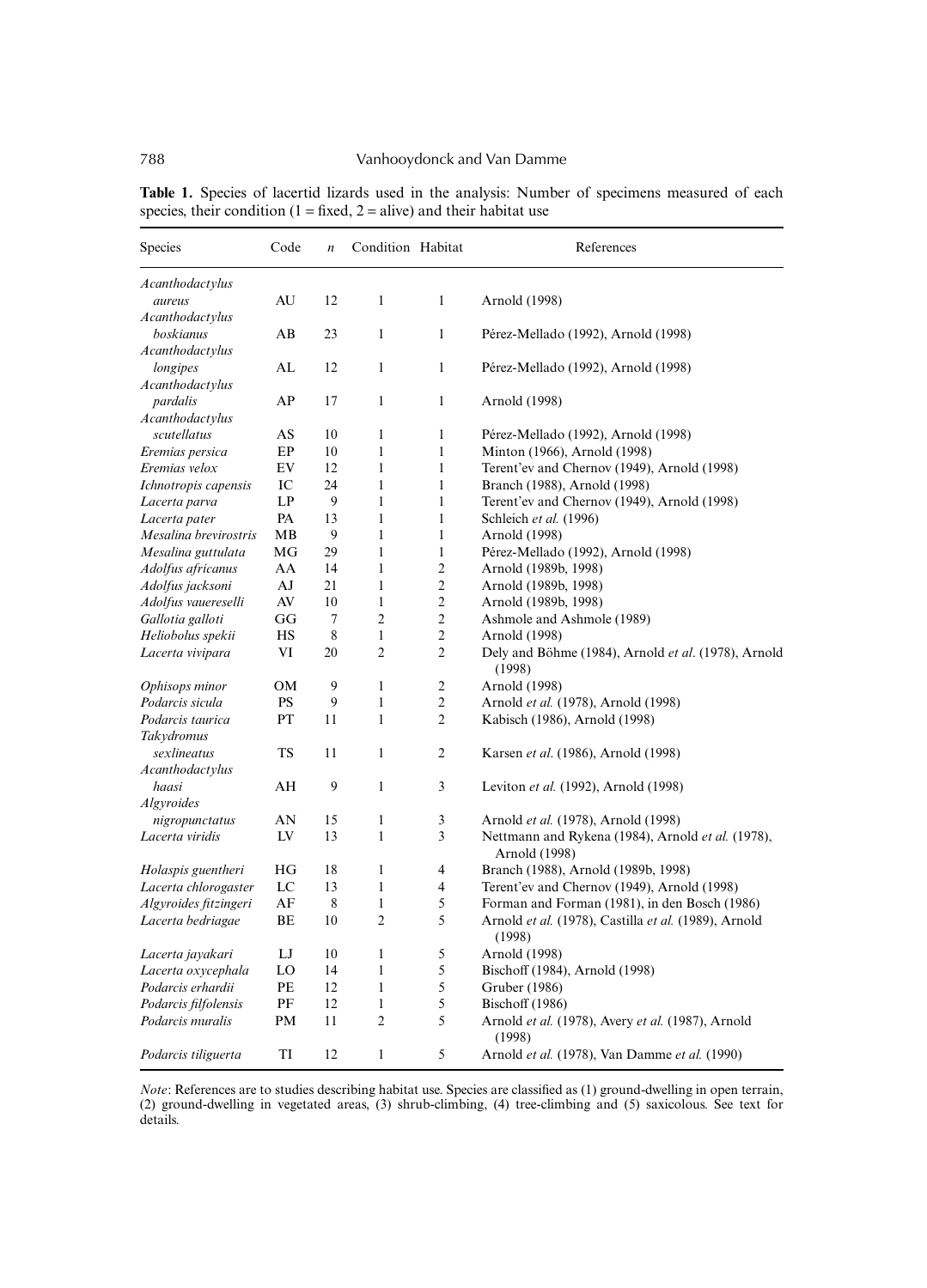**Table 1.** Species of lacertid lizards used in the analysis: Number of specimens measured of each species, their condition (1 = fixed, 2 = alive) and their habitat use

| Species | Code | *n* | Condition | Habitat | References |
|---|---|---|---|---|---|
| *Acanthodactylus aureus* | AU | 12 | 1 | 1 | Arnold (1998) |
| *Acanthodactylus boskianus* | AB | 23 | 1 | 1 | Pérez-Mellado (1992), Arnold (1998) |
| *Acanthodactylus longipes* | AL | 12 | 1 | 1 | Pérez-Mellado (1992), Arnold (1998) |
| *Acanthodactylus pardalis* | AP | 17 | 1 | 1 | Arnold (1998) |
| *Acanthodactylus scutellatus* | AS | 10 | 1 | 1 | Pérez-Mellado (1992), Arnold (1998) |
| *Eremias persica* | EP | 10 | 1 | 1 | Minton (1966), Arnold (1998) |
| *Eremias velox* | EV | 12 | 1 | 1 | Terent'ev and Chernov (1949), Arnold (1998) |
| *Ichnotropis capensis* | IC | 24 | 1 | 1 | Branch (1988), Arnold (1998) |
| *Lacerta parva* | LP | 9 | 1 | 1 | Terent'ev and Chernov (1949), Arnold (1998) |
| *Lacerta pater* | PA | 13 | 1 | 1 | Schleich *et al.* (1996) |
| *Mesalina brevirostris* | MB | 9 | 1 | 1 | Arnold (1998) |
| *Mesalina guttulata* | MG | 29 | 1 | 1 | Pérez-Mellado (1992), Arnold (1998) |
| *Adolfus africanus* | AA | 14 | 1 | 2 | Arnold (1989b, 1998) |
| *Adolfus jacksoni* | AJ | 21 | 1 | 2 | Arnold (1989b, 1998) |
| *Adolfus vauereselli* | AV | 10 | 1 | 2 | Arnold (1989b, 1998) |
| *Gallotia galloti* | GG | 7 | 2 | 2 | Ashmole and Ashmole (1989) |
| *Heliobolus spekii* | HS | 8 | 1 | 2 | Arnold (1998) |
| *Lacerta vivipara* | VI | 20 | 2 | 2 | Dely and Böhme (1984), Arnold *et al.* (1978), Arnold (1998) |
| *Ophisops minor* | OM | 9 | 1 | 2 | Arnold (1998) |
| *Podarcis sicula* | PS | 9 | 1 | 2 | Arnold *et al.* (1978), Arnold (1998) |
| *Podarcis taurica* | PT | 11 | 1 | 2 | Kabisch (1986), Arnold (1998) |
| *Takydromus sexlineatus* | TS | 11 | 1 | 2 | Karsen *et al.* (1986), Arnold (1998) |
| *Acanthodactylus haasi* | AH | 9 | 1 | 3 | Leviton *et al.* (1992), Arnold (1998) |
| *Algyroides nigropunctatus* | AN | 15 | 1 | 3 | Arnold *et al.* (1978), Arnold (1998) |
| *Lacerta viridis* | LV | 13 | 1 | 3 | Nettmann and Rykena (1984), Arnold *et al.* (1978), Arnold (1998) |
| *Holaspis guentheri* | HG | 18 | 1 | 4 | Branch (1988), Arnold (1989b, 1998) |
| *Lacerta chlorogaster* | LC | 13 | 1 | 4 | Terent'ev and Chernov (1949), Arnold (1998) |
| *Algyroides fitzingeri* | AF | 8 | 1 | 5 | Forman and Forman (1981), in den Bosch (1986) |
| *Lacerta bedriagae* | BE | 10 | 2 | 5 | Arnold *et al.* (1978), Castilla *et al.* (1989), Arnold (1998) |
| *Lacerta jayakari* | LJ | 10 | 1 | 5 | Arnold (1998) |
| *Lacerta oxycephala* | LO | 14 | 1 | 5 | Bischoff (1984), Arnold (1998) |
| *Podarcis erhardii* | PE | 12 | 1 | 5 | Gruber (1986) |
| *Podarcis filfolensis* | PF | 12 | 1 | 5 | Bischoff (1986) |
| *Podarcis muralis* | PM | 11 | 2 | 5 | Arnold *et al.* (1978), Avery *et al.* (1987), Arnold (1998) |
| *Podarcis tiliguerta* | TI | 12 | 1 | 5 | Arnold *et al.* (1978), Van Damme *et al.* (1990) |

*Note*: References are to studies describing habitat use. Species are classified as (1) ground-dwelling in open terrain, (2) ground-dwelling in vegetated areas, (3) shrub-climbing, (4) tree-climbing and (5) saxicolous. See text for details.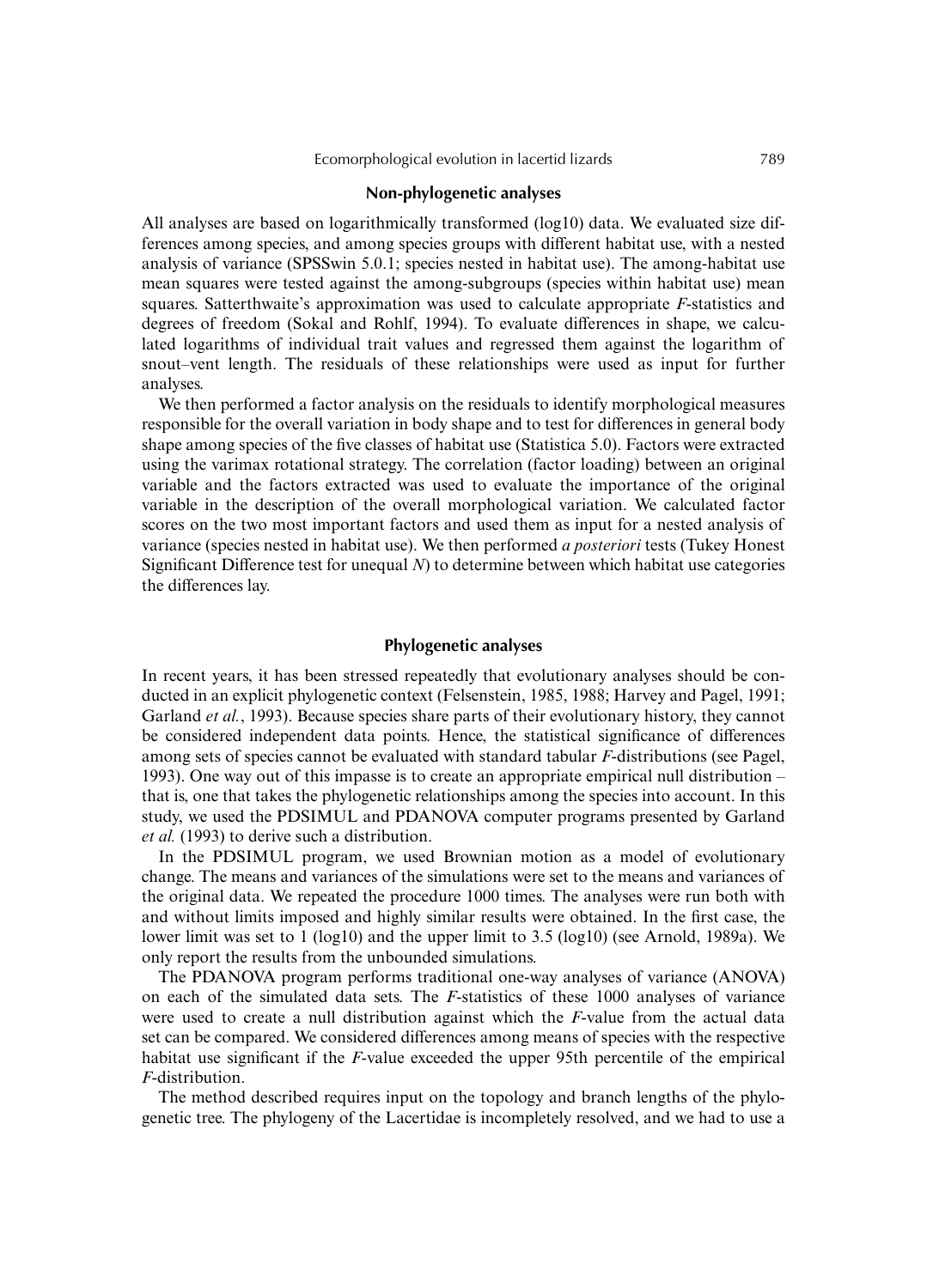## Non-phylogenetic analyses

All analyses are based on logarithmically transformed (log10) data. We evaluated size differences among species, and among species groups with different habitat use, with a nested analysis of variance (SPSSwin 5.0.1; species nested in habitat use). The among-habitat use mean squares were tested against the among-subgroups (species within habitat use) mean squares. Satterthwaite's approximation was used to calculate appropriate *F*-statistics and degrees of freedom (Sokal and Rohlf, 1994). To evaluate differences in shape, we calculated logarithms of individual trait values and regressed them against the logarithm of snout–vent length. The residuals of these relationships were used as input for further analyses.

We then performed a factor analysis on the residuals to identify morphological measures responsible for the overall variation in body shape and to test for differences in general body shape among species of the five classes of habitat use (Statistica 5.0). Factors were extracted using the varimax rotational strategy. The correlation (factor loading) between an original variable and the factors extracted was used to evaluate the importance of the original variable in the description of the overall morphological variation. We calculated factor scores on the two most important factors and used them as input for a nested analysis of variance (species nested in habitat use). We then performed *a posteriori* tests (Tukey Honest Significant Difference test for unequal *N*) to determine between which habitat use categories the differences lay.

## Phylogenetic analyses

In recent years, it has been stressed repeatedly that evolutionary analyses should be conducted in an explicit phylogenetic context (Felsenstein, 1985, 1988; Harvey and Pagel, 1991; Garland *et al.*, 1993). Because species share parts of their evolutionary history, they cannot be considered independent data points. Hence, the statistical significance of differences among sets of species cannot be evaluated with standard tabular *F*-distributions (see Pagel, 1993). One way out of this impasse is to create an appropriate empirical null distribution – that is, one that takes the phylogenetic relationships among the species into account. In this study, we used the PDSIMUL and PDANOVA computer programs presented by Garland *et al.* (1993) to derive such a distribution.

In the PDSIMUL program, we used Brownian motion as a model of evolutionary change. The means and variances of the simulations were set to the means and variances of the original data. We repeated the procedure 1000 times. The analyses were run both with and without limits imposed and highly similar results were obtained. In the first case, the lower limit was set to 1 (log10) and the upper limit to 3.5 (log10) (see Arnold, 1989a). We only report the results from the unbounded simulations.

The PDANOVA program performs traditional one-way analyses of variance (ANOVA) on each of the simulated data sets. The *F*-statistics of these 1000 analyses of variance were used to create a null distribution against which the *F*-value from the actual data set can be compared. We considered differences among means of species with the respective habitat use significant if the *F*-value exceeded the upper 95th percentile of the empirical *F*-distribution.

The method described requires input on the topology and branch lengths of the phylogenetic tree. The phylogeny of the Lacertidae is incompletely resolved, and we had to use a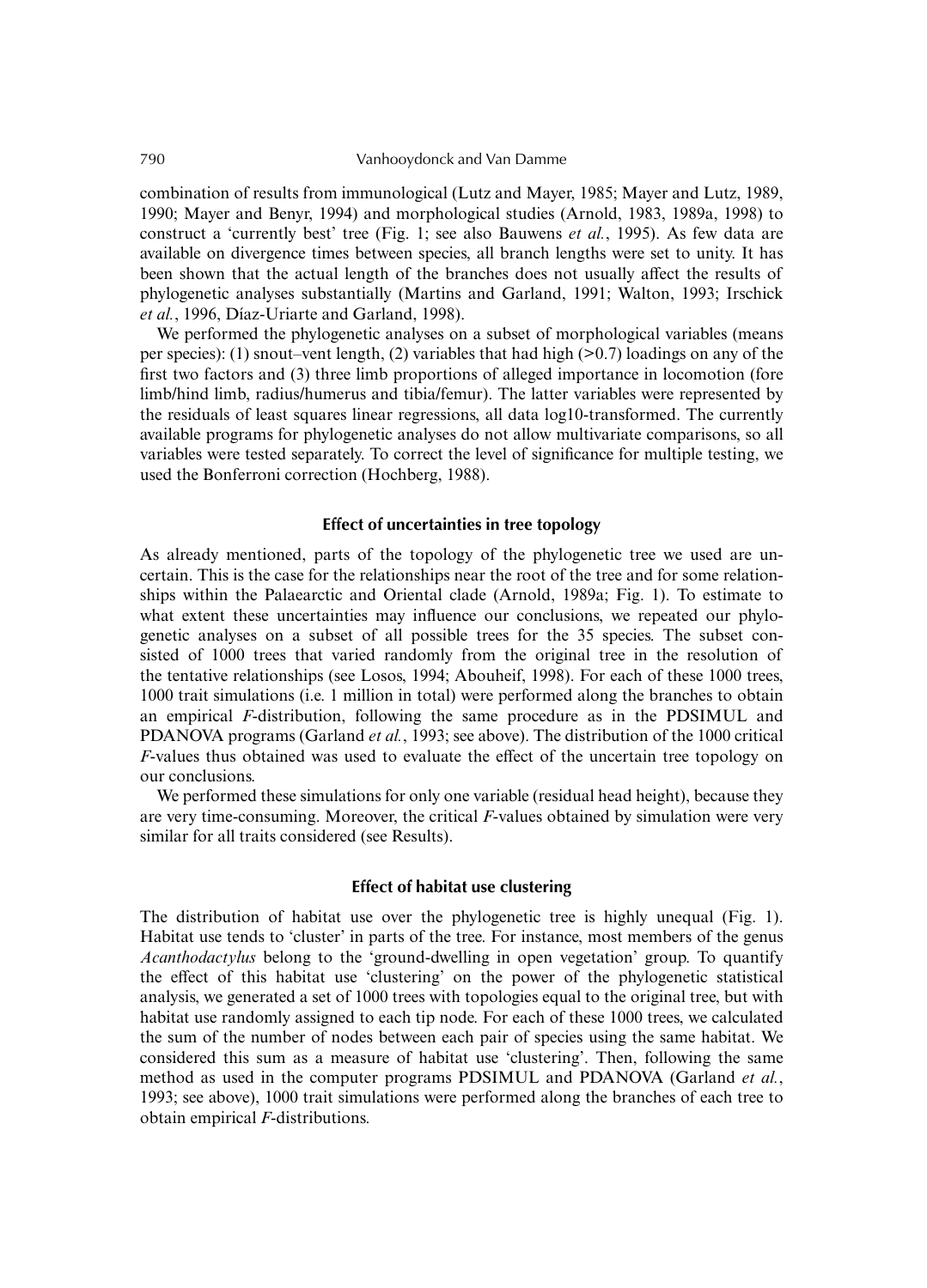combination of results from immunological (Lutz and Mayer, 1985; Mayer and Lutz, 1989, 1990; Mayer and Benyr, 1994) and morphological studies (Arnold, 1983, 1989a, 1998) to construct a 'currently best' tree (Fig. 1; see also Bauwens *et al.*, 1995). As few data are available on divergence times between species, all branch lengths were set to unity. It has been shown that the actual length of the branches does not usually affect the results of phylogenetic analyses substantially (Martins and Garland, 1991; Walton, 1993; Irschick *et al.*, 1996, Díaz-Uriarte and Garland, 1998).

We performed the phylogenetic analyses on a subset of morphological variables (means per species): (1) snout–vent length, (2) variables that had high (>0.7) loadings on any of the first two factors and (3) three limb proportions of alleged importance in locomotion (fore limb/hind limb, radius/humerus and tibia/femur). The latter variables were represented by the residuals of least squares linear regressions, all data log10-transformed. The currently available programs for phylogenetic analyses do not allow multivariate comparisons, so all variables were tested separately. To correct the level of significance for multiple testing, we used the Bonferroni correction (Hochberg, 1988).

### Effect of uncertainties in tree topology

As already mentioned, parts of the topology of the phylogenetic tree we used are uncertain. This is the case for the relationships near the root of the tree and for some relationships within the Palaearctic and Oriental clade (Arnold, 1989a; Fig. 1). To estimate to what extent these uncertainties may influence our conclusions, we repeated our phylogenetic analyses on a subset of all possible trees for the 35 species. The subset consisted of 1000 trees that varied randomly from the original tree in the resolution of the tentative relationships (see Losos, 1994; Abouheif, 1998). For each of these 1000 trees, 1000 trait simulations (i.e. 1 million in total) were performed along the branches to obtain an empirical *F*-distribution, following the same procedure as in the PDSIMUL and PDANOVA programs (Garland *et al.*, 1993; see above). The distribution of the 1000 critical *F*-values thus obtained was used to evaluate the effect of the uncertain tree topology on our conclusions.

We performed these simulations for only one variable (residual head height), because they are very time-consuming. Moreover, the critical *F*-values obtained by simulation were very similar for all traits considered (see Results).

### Effect of habitat use clustering

The distribution of habitat use over the phylogenetic tree is highly unequal (Fig. 1). Habitat use tends to 'cluster' in parts of the tree. For instance, most members of the genus *Acanthodactylus* belong to the 'ground-dwelling in open vegetation' group. To quantify the effect of this habitat use 'clustering' on the power of the phylogenetic statistical analysis, we generated a set of 1000 trees with topologies equal to the original tree, but with habitat use randomly assigned to each tip node. For each of these 1000 trees, we calculated the sum of the number of nodes between each pair of species using the same habitat. We considered this sum as a measure of habitat use 'clustering'. Then, following the same method as used in the computer programs PDSIMUL and PDANOVA (Garland *et al.*, 1993; see above), 1000 trait simulations were performed along the branches of each tree to obtain empirical *F*-distributions.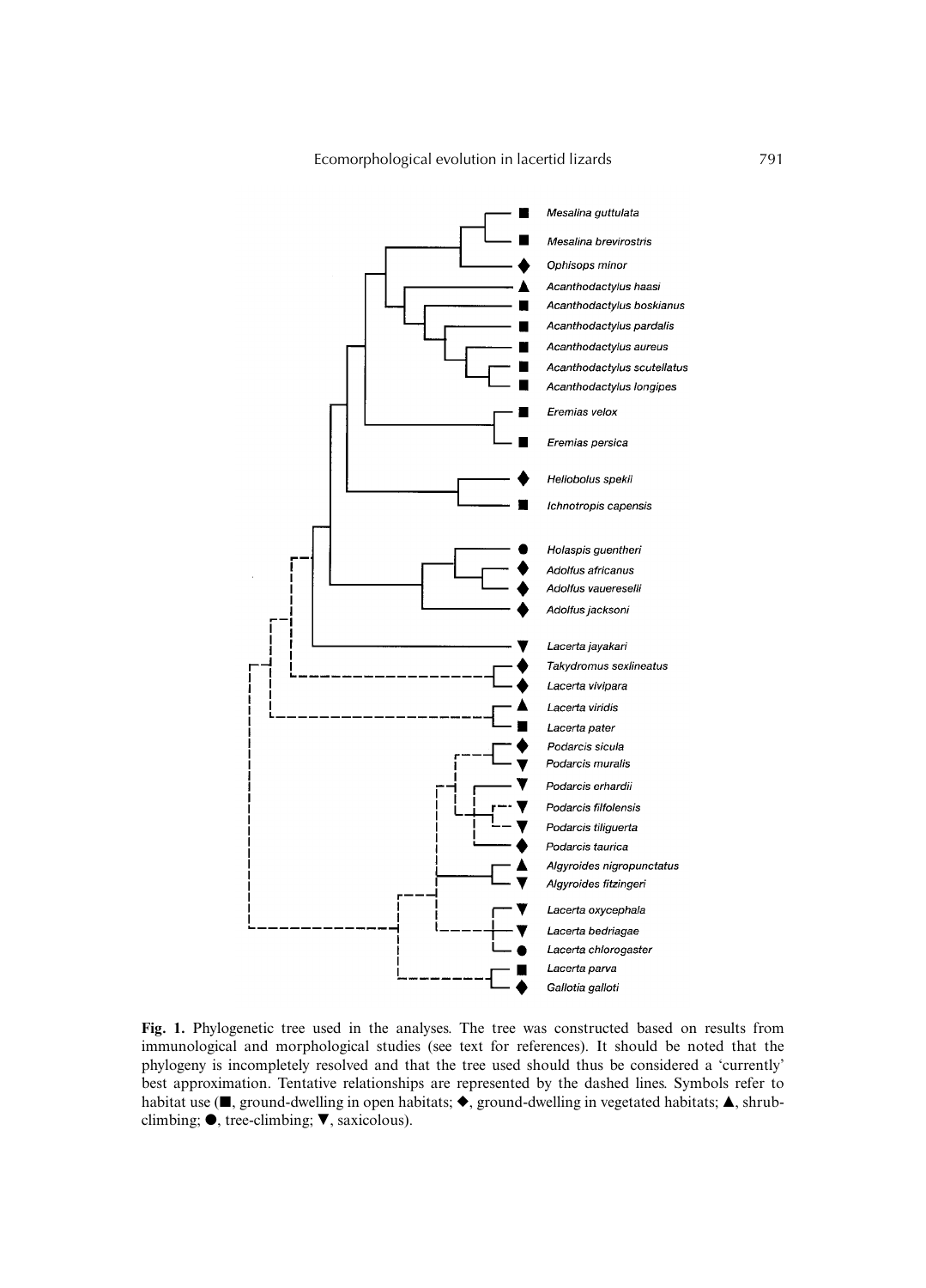**Fig. 1.** Phylogenetic tree used in the analyses. The tree was constructed based on results from immunological and morphological studies (see text for references). It should be noted that the phylogeny is incompletely resolved and that the tree used should thus be considered a 'currently' best approximation. Tentative relationships are represented by the dashed lines. Symbols refer to habitat use (■, ground-dwelling in open habitats; ◆, ground-dwelling in vegetated habitats; ▲, shrub-climbing; ●, tree-climbing; ▼, saxicolous).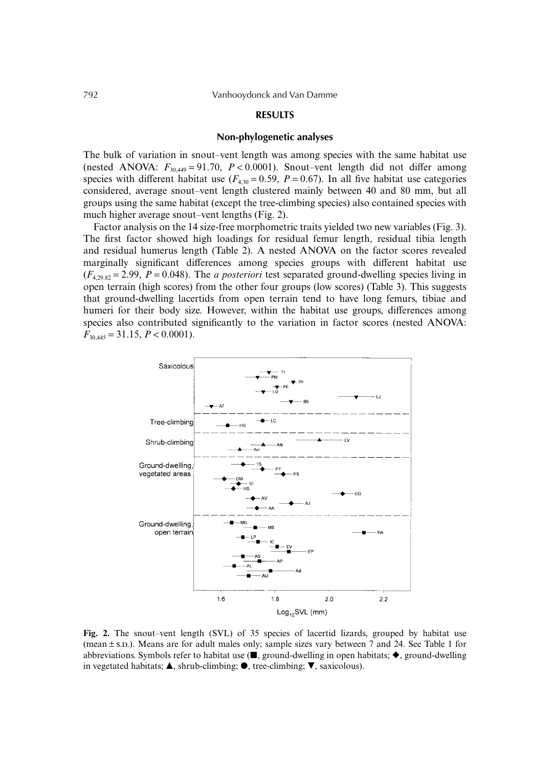## RESULTS

### Non-phylogenetic analyses

The bulk of variation in snout–vent length was among species with the same habitat use (nested ANOVA: $F_{30,449} = 91.70$, $P < 0.0001$). Snout–vent length did not differ among species with different habitat use ($F_{4,30} = 0.59$, $P = 0.67$). In all five habitat use categories considered, average snout–vent length clustered mainly between 40 and 80 mm, but all groups using the same habitat (except the tree-climbing species) also contained species with much higher average snout–vent lengths (Fig. 2).

Factor analysis on the 14 size-free morphometric traits yielded two new variables (Fig. 3). The first factor showed high loadings for residual femur length, residual tibia length and residual humerus length (Table 2). A nested ANOVA on the factor scores revealed marginally significant differences among species groups with different habitat use ($F_{4,29.82} = 2.99$, $P = 0.048$). The *a posteriori* test separated ground-dwelling species living in open terrain (high scores) from the other four groups (low scores) (Table 3). This suggests that ground-dwelling lacertids from open terrain tend to have long femurs, tibiae and humeri for their body size. However, within the habitat use groups, differences among species also contributed significantly to the variation in factor scores (nested ANOVA: $F_{30,445} = 31.15$, $P < 0.0001$).

**Fig. 2.** The snout–vent length (SVL) of 35 species of lacertid lizards, grouped by habitat use (mean ± S.D.). Means are for adult males only; sample sizes vary between 7 and 24. See Table 1 for abbreviations. Symbols refer to habitat use (■, ground-dwelling in open habitats; ◆, ground-dwelling in vegetated habitats; ▲, shrub-climbing; ●, tree-climbing; ▼, saxicolous).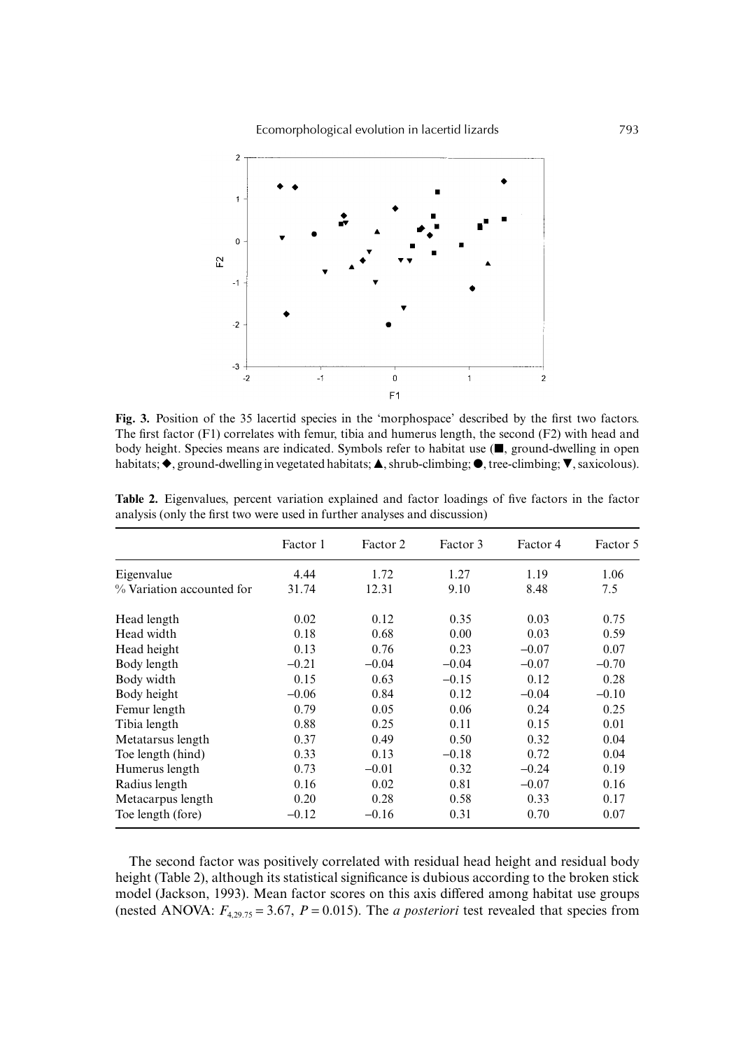Fig. 3. Position of the 35 lacertid species in the 'morphospace' described by the first two factors. The first factor (F1) correlates with femur, tibia and humerus length, the second (F2) with head and body height. Species means are indicated. Symbols refer to habitat use (■, ground-dwelling in open habitats; ◆, ground-dwelling in vegetated habitats; ▲, shrub-climbing; ●, tree-climbing; ▼, saxicolous).

**Table 2.** Eigenvalues, percent variation explained and factor loadings of five factors in the factor analysis (only the first two were used in further analyses and discussion)

| | Factor 1 | Factor 2 | Factor 3 | Factor 4 | Factor 5 |
|---|---|---|---|---|---|
| Eigenvalue | 4.44 | 1.72 | 1.27 | 1.19 | 1.06 |
| % Variation accounted for | 31.74 | 12.31 | 9.10 | 8.48 | 7.5 |
| Head length | 0.02 | 0.12 | 0.35 | 0.03 | 0.75 |
| Head width | 0.18 | 0.68 | 0.00 | 0.03 | 0.59 |
| Head height | 0.13 | 0.76 | 0.23 | −0.07 | 0.07 |
| Body length | −0.21 | −0.04 | −0.04 | −0.07 | −0.70 |
| Body width | 0.15 | 0.63 | −0.15 | 0.12 | 0.28 |
| Body height | −0.06 | 0.84 | 0.12 | −0.04 | −0.10 |
| Femur length | 0.79 | 0.05 | 0.06 | 0.24 | 0.25 |
| Tibia length | 0.88 | 0.25 | 0.11 | 0.15 | 0.01 |
| Metatarsus length | 0.37 | 0.49 | 0.50 | 0.32 | 0.04 |
| Toe length (hind) | 0.33 | 0.13 | −0.18 | 0.72 | 0.04 |
| Humerus length | 0.73 | −0.01 | 0.32 | −0.24 | 0.19 |
| Radius length | 0.16 | 0.02 | 0.81 | −0.07 | 0.16 |
| Metacarpus length | 0.20 | 0.28 | 0.58 | 0.33 | 0.17 |
| Toe length (fore) | −0.12 | −0.16 | 0.31 | 0.70 | 0.07 |

The second factor was positively correlated with residual head height and residual body height (Table 2), although its statistical significance is dubious according to the broken stick model (Jackson, 1993). Mean factor scores on this axis differed among habitat use groups (nested ANOVA: $F_{4,29.75} = 3.67$, $P = 0.015$). The *a posteriori* test revealed that species from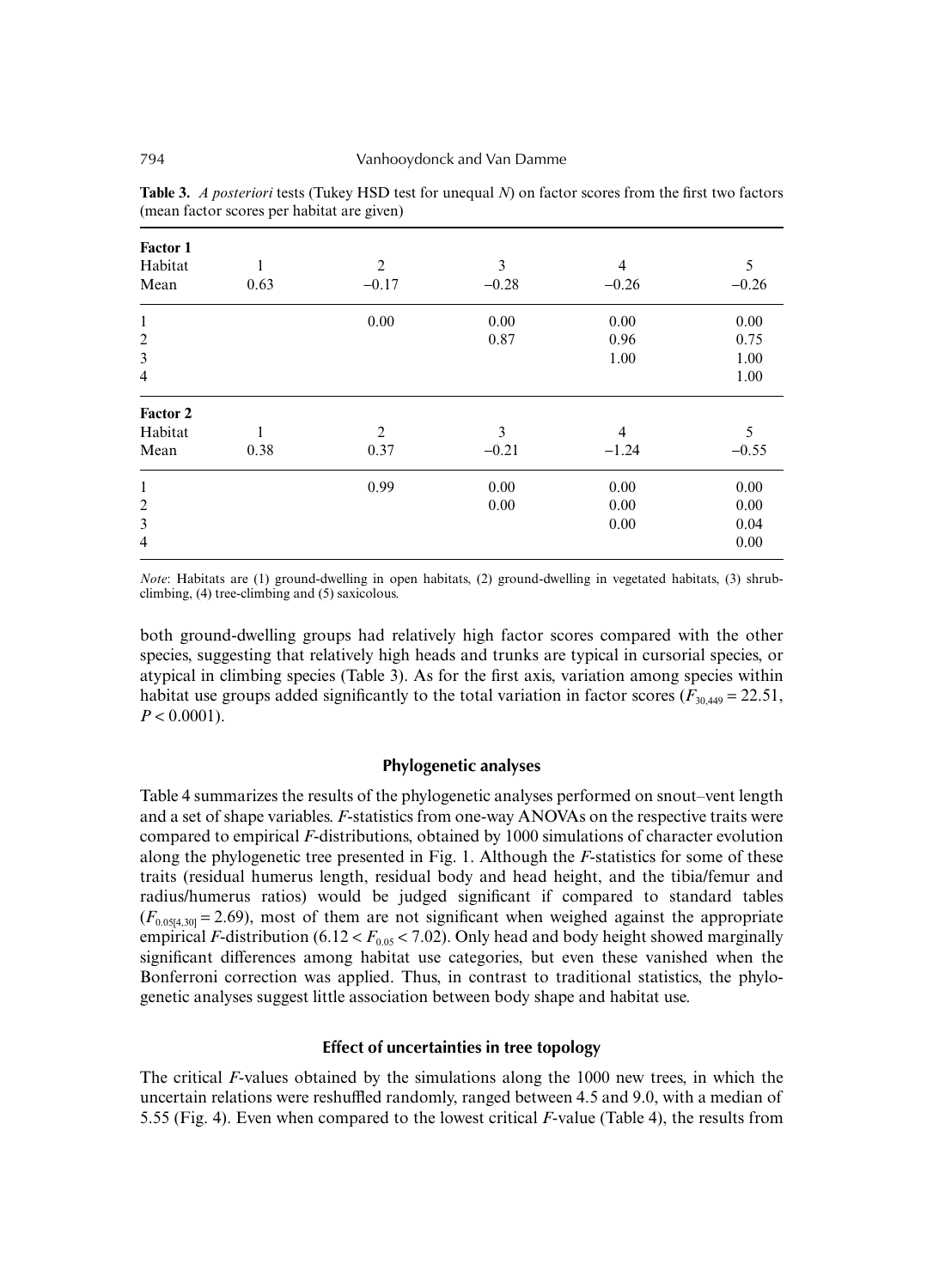**Table 3.** *A posteriori* tests (Tukey HSD test for unequal *N*) on factor scores from the first two factors (mean factor scores per habitat are given)

| **Factor 1** | | | | | |
|---|---|---|---|---|---|
| Habitat | 1 | 2 | 3 | 4 | 5 |
| Mean | 0.63 | −0.17 | −0.28 | −0.26 | −0.26 |
| 1 | | 0.00 | 0.00 | 0.00 | 0.00 |
| 2 | | | 0.87 | 0.96 | 0.75 |
| 3 | | | | 1.00 | 1.00 |
| 4 | | | | | 1.00 |
| **Factor 2** | | | | | |
| Habitat | 1 | 2 | 3 | 4 | 5 |
| Mean | 0.38 | 0.37 | −0.21 | −1.24 | −0.55 |
| 1 | | 0.99 | 0.00 | 0.00 | 0.00 |
| 2 | | | 0.00 | 0.00 | 0.00 |
| 3 | | | | 0.00 | 0.04 |
| 4 | | | | | 0.00 |

*Note*: Habitats are (1) ground-dwelling in open habitats, (2) ground-dwelling in vegetated habitats, (3) shrub-climbing, (4) tree-climbing and (5) saxicolous.

both ground-dwelling groups had relatively high factor scores compared with the other species, suggesting that relatively high heads and trunks are typical in cursorial species, or atypical in climbing species (Table 3). As for the first axis, variation among species within habitat use groups added significantly to the total variation in factor scores ($F_{30,449} = 22.51$, $P < 0.0001$).

### Phylogenetic analyses

Table 4 summarizes the results of the phylogenetic analyses performed on snout–vent length and a set of shape variables. *F*-statistics from one-way ANOVAs on the respective traits were compared to empirical *F*-distributions, obtained by 1000 simulations of character evolution along the phylogenetic tree presented in Fig. 1. Although the *F*-statistics for some of these traits (residual humerus length, residual body and head height, and the tibia/femur and radius/humerus ratios) would be judged significant if compared to standard tables ($F_{0.05[4,30]} = 2.69$), most of them are not significant when weighed against the appropriate empirical *F*-distribution ($6.12 < F_{0.05} < 7.02$). Only head and body height showed marginally significant differences among habitat use categories, but even these vanished when the Bonferroni correction was applied. Thus, in contrast to traditional statistics, the phylogenetic analyses suggest little association between body shape and habitat use.

### Effect of uncertainties in tree topology

The critical *F*-values obtained by the simulations along the 1000 new trees, in which the uncertain relations were reshuffled randomly, ranged between 4.5 and 9.0, with a median of 5.55 (Fig. 4). Even when compared to the lowest critical *F*-value (Table 4), the results from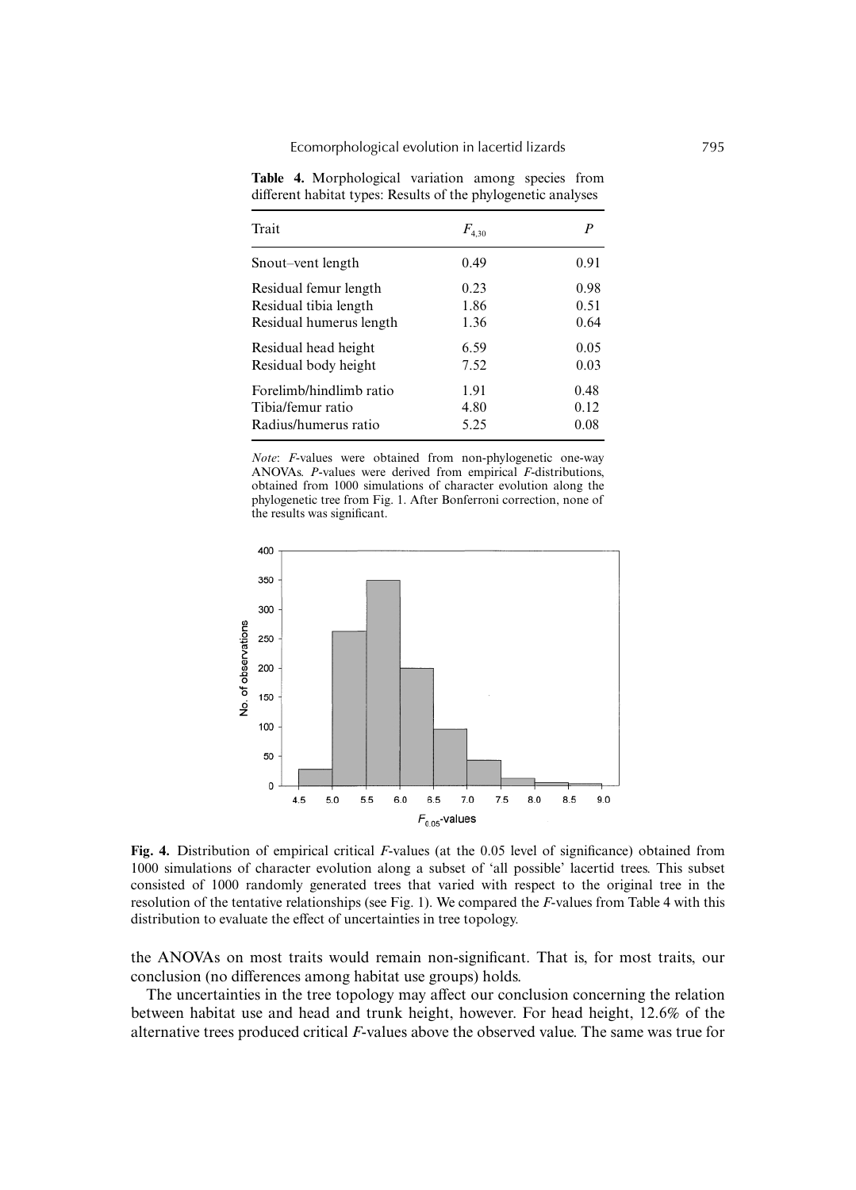**Table 4.** Morphological variation among species from different habitat types: Results of the phylogenetic analyses

| Trait | $F_{4,30}$ | $P$ |
|---|---|---|
| Snout–vent length | 0.49 | 0.91 |
| Residual femur length | 0.23 | 0.98 |
| Residual tibia length | 1.86 | 0.51 |
| Residual humerus length | 1.36 | 0.64 |
| Residual head height | 6.59 | 0.05 |
| Residual body height | 7.52 | 0.03 |
| Forelimb/hindlimb ratio | 1.91 | 0.48 |
| Tibia/femur ratio | 4.80 | 0.12 |
| Radius/humerus ratio | 5.25 | 0.08 |

*Note*: *F*-values were obtained from non-phylogenetic one-way ANOVAs. *P*-values were derived from empirical *F*-distributions, obtained from 1000 simulations of character evolution along the phylogenetic tree from Fig. 1. After Bonferroni correction, none of the results was significant.

**Fig. 4.** Distribution of empirical critical *F*-values (at the 0.05 level of significance) obtained from 1000 simulations of character evolution along a subset of 'all possible' lacertid trees. This subset consisted of 1000 randomly generated trees that varied with respect to the original tree in the resolution of the tentative relationships (see Fig. 1). We compared the *F*-values from Table 4 with this distribution to evaluate the effect of uncertainties in tree topology.

the ANOVAs on most traits would remain non-significant. That is, for most traits, our conclusion (no differences among habitat use groups) holds.

The uncertainties in the tree topology may affect our conclusion concerning the relation between habitat use and head and trunk height, however. For head height, 12.6% of the alternative trees produced critical *F*-values above the observed value. The same was true for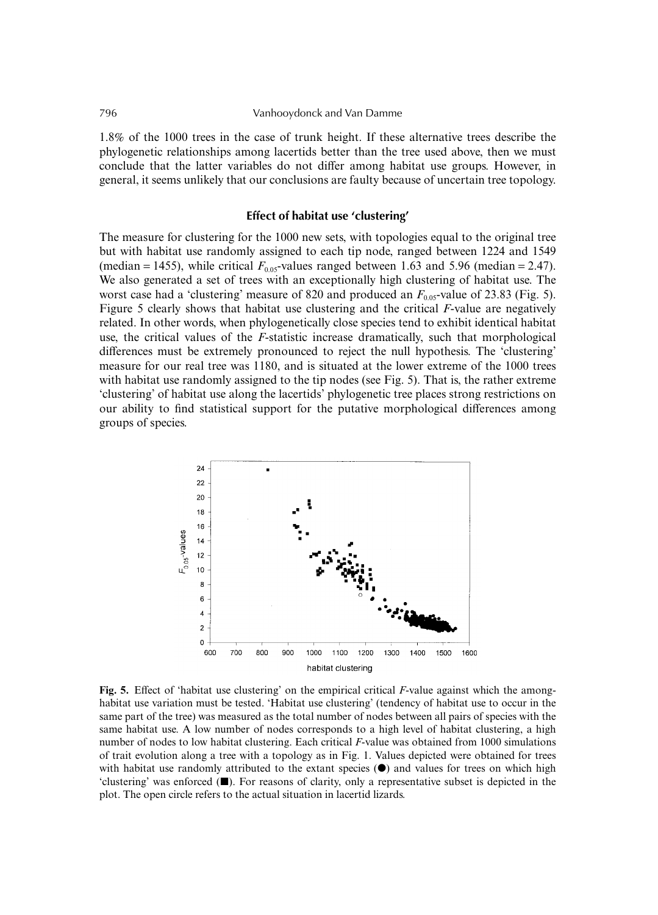1.8% of the 1000 trees in the case of trunk height. If these alternative trees describe the phylogenetic relationships among lacertids better than the tree used above, then we must conclude that the latter variables do not differ among habitat use groups. However, in general, it seems unlikely that our conclusions are faulty because of uncertain tree topology.

### Effect of habitat use 'clustering'

The measure for clustering for the 1000 new sets, with topologies equal to the original tree but with habitat use randomly assigned to each tip node, ranged between 1224 and 1549 (median = 1455), while critical $F_{0.05}$-values ranged between 1.63 and 5.96 (median = 2.47). We also generated a set of trees with an exceptionally high clustering of habitat use. The worst case had a 'clustering' measure of 820 and produced an $F_{0.05}$-value of 23.83 (Fig. 5). Figure 5 clearly shows that habitat use clustering and the critical $F$-value are negatively related. In other words, when phylogenetically close species tend to exhibit identical habitat use, the critical values of the $F$-statistic increase dramatically, such that morphological differences must be extremely pronounced to reject the null hypothesis. The 'clustering' measure for our real tree was 1180, and is situated at the lower extreme of the 1000 trees with habitat use randomly assigned to the tip nodes (see Fig. 5). That is, the rather extreme 'clustering' of habitat use along the lacertids' phylogenetic tree places strong restrictions on our ability to find statistical support for the putative morphological differences among groups of species.

**Fig. 5.** Effect of 'habitat use clustering' on the empirical critical $F$-value against which the among-habitat use variation must be tested. 'Habitat use clustering' (tendency of habitat use to occur in the same part of the tree) was measured as the total number of nodes between all pairs of species with the same habitat use. A low number of nodes corresponds to a high level of habitat clustering, a high number of nodes to low habitat clustering. Each critical $F$-value was obtained from 1000 simulations of trait evolution along a tree with a topology as in Fig. 1. Values depicted were obtained for trees with habitat use randomly attributed to the extant species (●) and values for trees on which high 'clustering' was enforced (■). For reasons of clarity, only a representative subset is depicted in the plot. The open circle refers to the actual situation in lacertid lizards.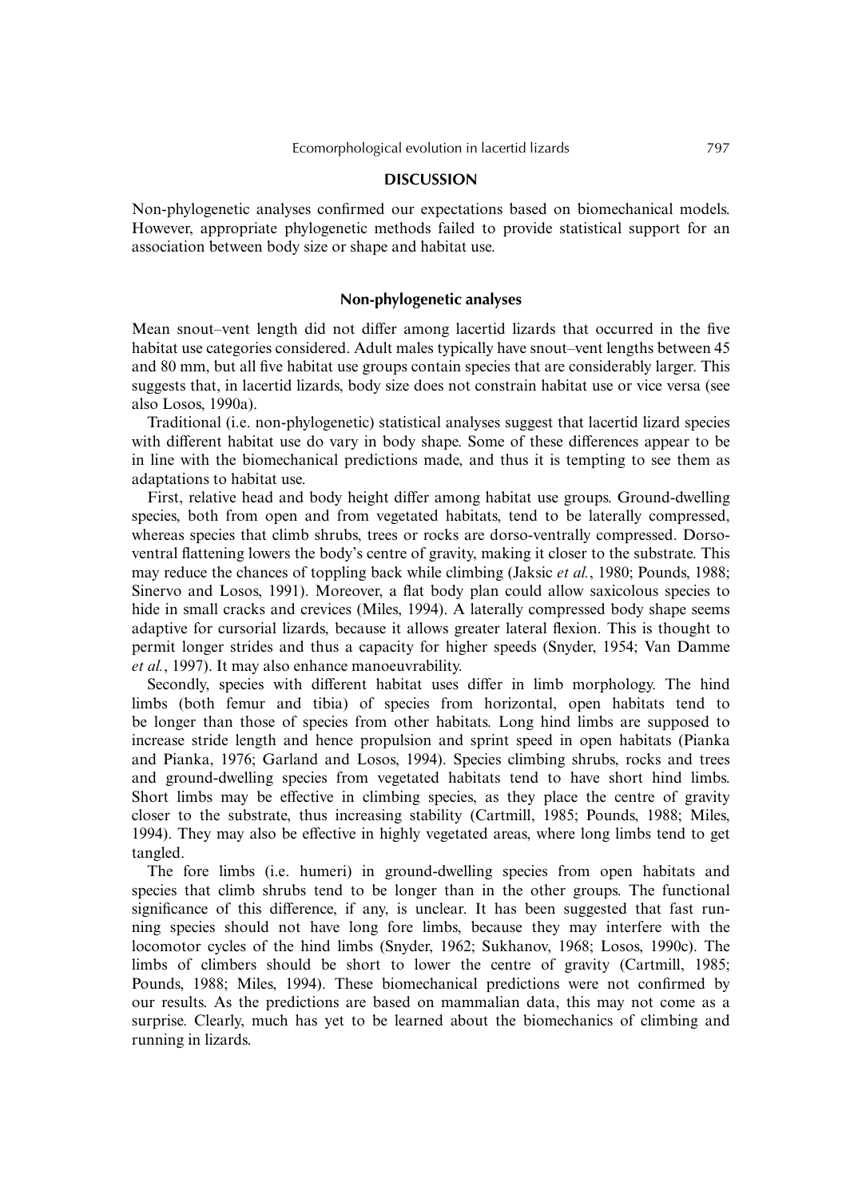## DISCUSSION

Non-phylogenetic analyses confirmed our expectations based on biomechanical models. However, appropriate phylogenetic methods failed to provide statistical support for an association between body size or shape and habitat use.

### Non-phylogenetic analyses

Mean snout–vent length did not differ among lacertid lizards that occurred in the five habitat use categories considered. Adult males typically have snout–vent lengths between 45 and 80 mm, but all five habitat use groups contain species that are considerably larger. This suggests that, in lacertid lizards, body size does not constrain habitat use or vice versa (see also Losos, 1990a).

Traditional (i.e. non-phylogenetic) statistical analyses suggest that lacertid lizard species with different habitat use do vary in body shape. Some of these differences appear to be in line with the biomechanical predictions made, and thus it is tempting to see them as adaptations to habitat use.

First, relative head and body height differ among habitat use groups. Ground-dwelling species, both from open and from vegetated habitats, tend to be laterally compressed, whereas species that climb shrubs, trees or rocks are dorso-ventrally compressed. Dorso-ventral flattening lowers the body's centre of gravity, making it closer to the substrate. This may reduce the chances of toppling back while climbing (Jaksic *et al.*, 1980; Pounds, 1988; Sinervo and Losos, 1991). Moreover, a flat body plan could allow saxicolous species to hide in small cracks and crevices (Miles, 1994). A laterally compressed body shape seems adaptive for cursorial lizards, because it allows greater lateral flexion. This is thought to permit longer strides and thus a capacity for higher speeds (Snyder, 1954; Van Damme *et al.*, 1997). It may also enhance manoeuvrability.

Secondly, species with different habitat uses differ in limb morphology. The hind limbs (both femur and tibia) of species from horizontal, open habitats tend to be longer than those of species from other habitats. Long hind limbs are supposed to increase stride length and hence propulsion and sprint speed in open habitats (Pianka and Pianka, 1976; Garland and Losos, 1994). Species climbing shrubs, rocks and trees and ground-dwelling species from vegetated habitats tend to have short hind limbs. Short limbs may be effective in climbing species, as they place the centre of gravity closer to the substrate, thus increasing stability (Cartmill, 1985; Pounds, 1988; Miles, 1994). They may also be effective in highly vegetated areas, where long limbs tend to get tangled.

The fore limbs (i.e. humeri) in ground-dwelling species from open habitats and species that climb shrubs tend to be longer than in the other groups. The functional significance of this difference, if any, is unclear. It has been suggested that fast running species should not have long fore limbs, because they may interfere with the locomotor cycles of the hind limbs (Snyder, 1962; Sukhanov, 1968; Losos, 1990c). The limbs of climbers should be short to lower the centre of gravity (Cartmill, 1985; Pounds, 1988; Miles, 1994). These biomechanical predictions were not confirmed by our results. As the predictions are based on mammalian data, this may not come as a surprise. Clearly, much has yet to be learned about the biomechanics of climbing and running in lizards.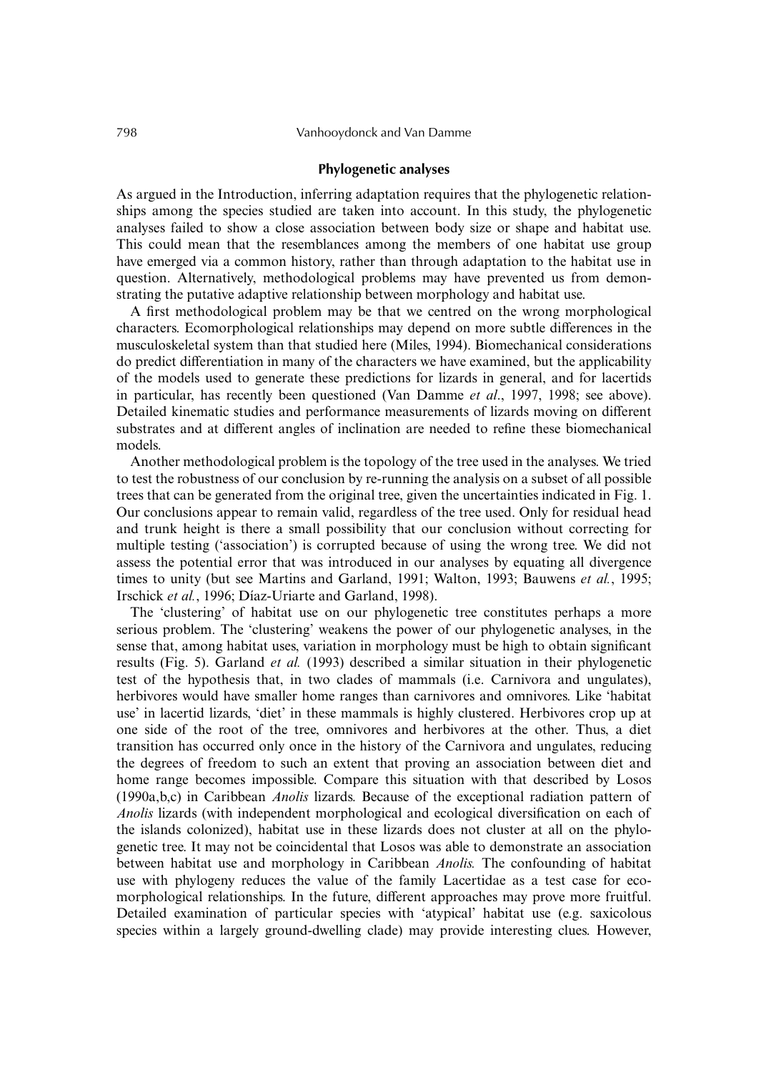## Phylogenetic analyses

As argued in the Introduction, inferring adaptation requires that the phylogenetic relationships among the species studied are taken into account. In this study, the phylogenetic analyses failed to show a close association between body size or shape and habitat use. This could mean that the resemblances among the members of one habitat use group have emerged via a common history, rather than through adaptation to the habitat use in question. Alternatively, methodological problems may have prevented us from demonstrating the putative adaptive relationship between morphology and habitat use.

A first methodological problem may be that we centred on the wrong morphological characters. Ecomorphological relationships may depend on more subtle differences in the musculoskeletal system than that studied here (Miles, 1994). Biomechanical considerations do predict differentiation in many of the characters we have examined, but the applicability of the models used to generate these predictions for lizards in general, and for lacertids in particular, has recently been questioned (Van Damme *et al*., 1997, 1998; see above). Detailed kinematic studies and performance measurements of lizards moving on different substrates and at different angles of inclination are needed to refine these biomechanical models.

Another methodological problem is the topology of the tree used in the analyses. We tried to test the robustness of our conclusion by re-running the analysis on a subset of all possible trees that can be generated from the original tree, given the uncertainties indicated in Fig. 1. Our conclusions appear to remain valid, regardless of the tree used. Only for residual head and trunk height is there a small possibility that our conclusion without correcting for multiple testing ('association') is corrupted because of using the wrong tree. We did not assess the potential error that was introduced in our analyses by equating all divergence times to unity (but see Martins and Garland, 1991; Walton, 1993; Bauwens *et al.*, 1995; Irschick *et al.*, 1996; Díaz-Uriarte and Garland, 1998).

The 'clustering' of habitat use on our phylogenetic tree constitutes perhaps a more serious problem. The 'clustering' weakens the power of our phylogenetic analyses, in the sense that, among habitat uses, variation in morphology must be high to obtain significant results (Fig. 5). Garland *et al.* (1993) described a similar situation in their phylogenetic test of the hypothesis that, in two clades of mammals (i.e. Carnivora and ungulates), herbivores would have smaller home ranges than carnivores and omnivores. Like 'habitat use' in lacertid lizards, 'diet' in these mammals is highly clustered. Herbivores crop up at one side of the root of the tree, omnivores and herbivores at the other. Thus, a diet transition has occurred only once in the history of the Carnivora and ungulates, reducing the degrees of freedom to such an extent that proving an association between diet and home range becomes impossible. Compare this situation with that described by Losos (1990a,b,c) in Caribbean *Anolis* lizards. Because of the exceptional radiation pattern of *Anolis* lizards (with independent morphological and ecological diversification on each of the islands colonized), habitat use in these lizards does not cluster at all on the phylogenetic tree. It may not be coincidental that Losos was able to demonstrate an association between habitat use and morphology in Caribbean *Anolis.* The confounding of habitat use with phylogeny reduces the value of the family Lacertidae as a test case for ecomorphological relationships. In the future, different approaches may prove more fruitful. Detailed examination of particular species with 'atypical' habitat use (e.g. saxicolous species within a largely ground-dwelling clade) may provide interesting clues. However,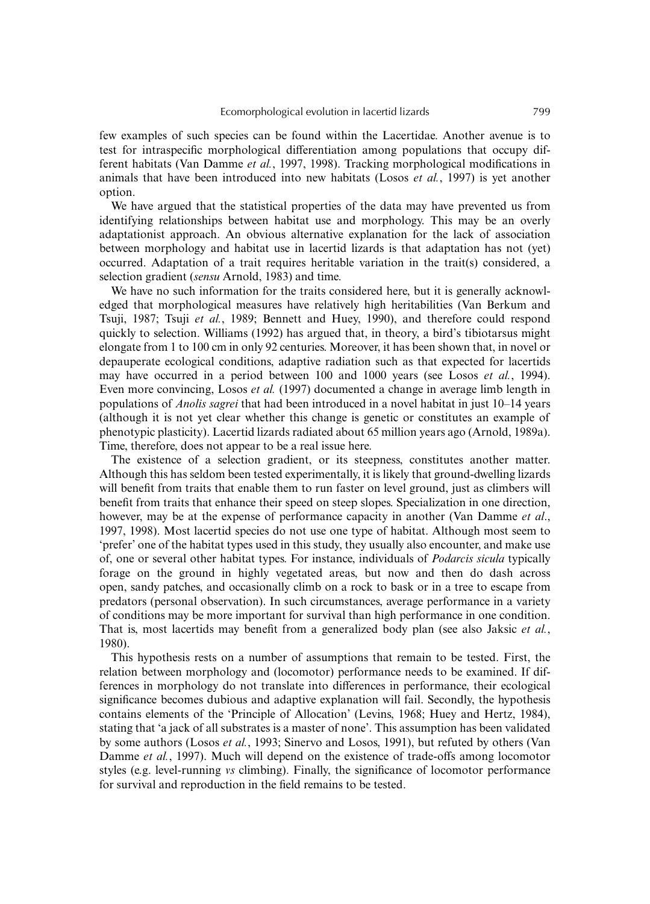few examples of such species can be found within the Lacertidae. Another avenue is to test for intraspecific morphological differentiation among populations that occupy different habitats (Van Damme *et al.*, 1997, 1998). Tracking morphological modifications in animals that have been introduced into new habitats (Losos *et al.*, 1997) is yet another option.

We have argued that the statistical properties of the data may have prevented us from identifying relationships between habitat use and morphology. This may be an overly adaptationist approach. An obvious alternative explanation for the lack of association between morphology and habitat use in lacertid lizards is that adaptation has not (yet) occurred. Adaptation of a trait requires heritable variation in the trait(s) considered, a selection gradient (*sensu* Arnold, 1983) and time.

We have no such information for the traits considered here, but it is generally acknowledged that morphological measures have relatively high heritabilities (Van Berkum and Tsuji, 1987; Tsuji *et al.*, 1989; Bennett and Huey, 1990), and therefore could respond quickly to selection. Williams (1992) has argued that, in theory, a bird's tibiotarsus might elongate from 1 to 100 cm in only 92 centuries. Moreover, it has been shown that, in novel or depauperate ecological conditions, adaptive radiation such as that expected for lacertids may have occurred in a period between 100 and 1000 years (see Losos *et al.*, 1994). Even more convincing, Losos *et al.* (1997) documented a change in average limb length in populations of *Anolis sagrei* that had been introduced in a novel habitat in just 10–14 years (although it is not yet clear whether this change is genetic or constitutes an example of phenotypic plasticity). Lacertid lizards radiated about 65 million years ago (Arnold, 1989a). Time, therefore, does not appear to be a real issue here.

The existence of a selection gradient, or its steepness, constitutes another matter. Although this has seldom been tested experimentally, it is likely that ground-dwelling lizards will benefit from traits that enable them to run faster on level ground, just as climbers will benefit from traits that enhance their speed on steep slopes. Specialization in one direction, however, may be at the expense of performance capacity in another (Van Damme *et al*., 1997, 1998). Most lacertid species do not use one type of habitat. Although most seem to 'prefer' one of the habitat types used in this study, they usually also encounter, and make use of, one or several other habitat types. For instance, individuals of *Podarcis sicula* typically forage on the ground in highly vegetated areas, but now and then do dash across open, sandy patches, and occasionally climb on a rock to bask or in a tree to escape from predators (personal observation). In such circumstances, average performance in a variety of conditions may be more important for survival than high performance in one condition. That is, most lacertids may benefit from a generalized body plan (see also Jaksic *et al.*, 1980).

This hypothesis rests on a number of assumptions that remain to be tested. First, the relation between morphology and (locomotor) performance needs to be examined. If differences in morphology do not translate into differences in performance, their ecological significance becomes dubious and adaptive explanation will fail. Secondly, the hypothesis contains elements of the 'Principle of Allocation' (Levins, 1968; Huey and Hertz, 1984), stating that 'a jack of all substrates is a master of none'. This assumption has been validated by some authors (Losos *et al.*, 1993; Sinervo and Losos, 1991), but refuted by others (Van Damme *et al.*, 1997). Much will depend on the existence of trade-offs among locomotor styles (e.g. level-running *vs* climbing). Finally, the significance of locomotor performance for survival and reproduction in the field remains to be tested.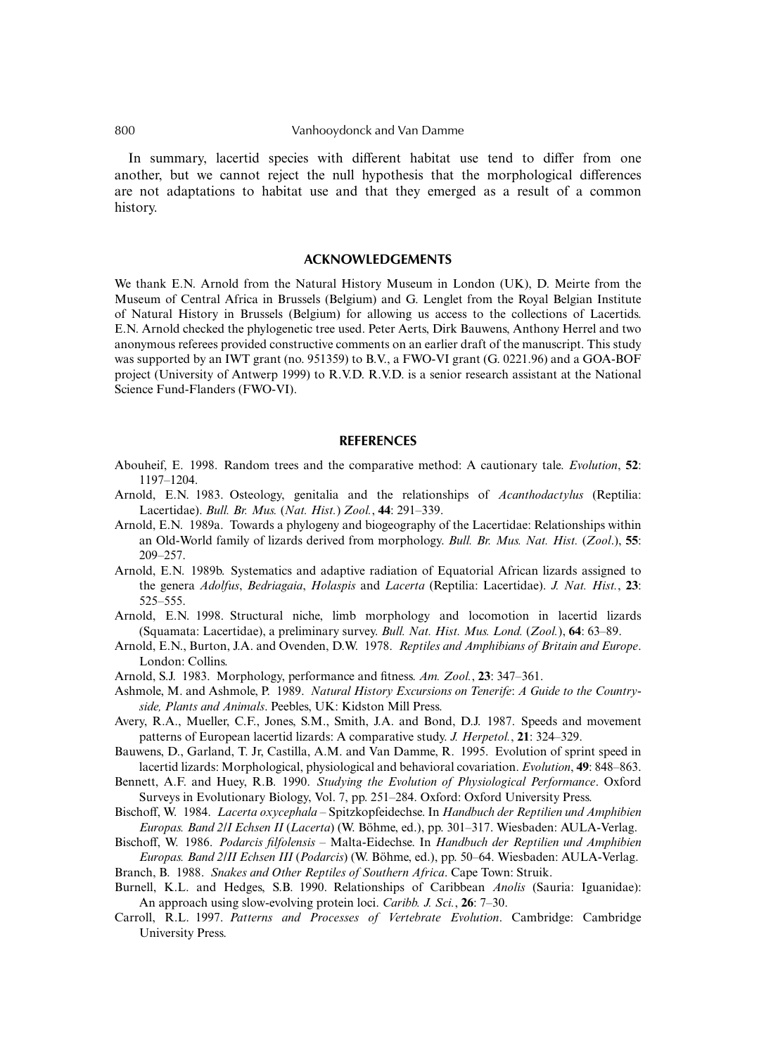In summary, lacertid species with different habitat use tend to differ from one another, but we cannot reject the null hypothesis that the morphological differences are not adaptations to habitat use and that they emerged as a result of a common history.

## ACKNOWLEDGEMENTS

We thank E.N. Arnold from the Natural History Museum in London (UK), D. Meirte from the Museum of Central Africa in Brussels (Belgium) and G. Lenglet from the Royal Belgian Institute of Natural History in Brussels (Belgium) for allowing us access to the collections of Lacertids. E.N. Arnold checked the phylogenetic tree used. Peter Aerts, Dirk Bauwens, Anthony Herrel and two anonymous referees provided constructive comments on an earlier draft of the manuscript. This study was supported by an IWT grant (no. 951359) to B.V., a FWO-Vl grant (G. 0221.96) and a GOA-BOF project (University of Antwerp 1999) to R.V.D. R.V.D. is a senior research assistant at the National Science Fund-Flanders (FWO-Vl).

## REFERENCES

Abouheif, E. 1998. Random trees and the comparative method: A cautionary tale. *Evolution*, **52**: 1197–1204.

Arnold, E.N. 1983. Osteology, genitalia and the relationships of *Acanthodactylus* (Reptilia: Lacertidae). *Bull. Br. Mus.* (*Nat. Hist.*) *Zool.*, **44**: 291–339.

Arnold, E.N. 1989a. Towards a phylogeny and biogeography of the Lacertidae: Relationships within an Old-World family of lizards derived from morphology. *Bull. Br. Mus. Nat. Hist.* (*Zool*.), **55**: 209–257.

Arnold, E.N. 1989b. Systematics and adaptive radiation of Equatorial African lizards assigned to the genera *Adolfus*, *Bedriagaia*, *Holaspis* and *Lacerta* (Reptilia: Lacertidae). *J. Nat. Hist.*, **23**: 525–555.

Arnold, E.N. 1998. Structural niche, limb morphology and locomotion in lacertid lizards (Squamata: Lacertidae), a preliminary survey. *Bull. Nat. Hist. Mus. Lond.* (*Zool.*), **64**: 63–89.

Arnold, E.N., Burton, J.A. and Ovenden, D.W. 1978. *Reptiles and Amphibians of Britain and Europe*. London: Collins.

Arnold, S.J. 1983. Morphology, performance and fitness. *Am. Zool.*, **23**: 347–361.

Ashmole, M. and Ashmole, P. 1989. *Natural History Excursions on Tenerife*: *A Guide to the Countryside, Plants and Animals*. Peebles, UK: Kidston Mill Press.

Avery, R.A., Mueller, C.F., Jones, S.M., Smith, J.A. and Bond, D.J. 1987. Speeds and movement patterns of European lacertid lizards: A comparative study. *J. Herpetol.*, **21**: 324–329.

Bauwens, D., Garland, T. Jr, Castilla, A.M. and Van Damme, R. 1995. Evolution of sprint speed in lacertid lizards: Morphological, physiological and behavioral covariation. *Evolution*, **49**: 848–863.

Bennett, A.F. and Huey, R.B. 1990. *Studying the Evolution of Physiological Performance*. Oxford Surveys in Evolutionary Biology, Vol. 7, pp. 251–284. Oxford: Oxford University Press.

Bischoff, W. 1984. *Lacerta oxycephala* – Spitzkopfeidechse. In *Handbuch der Reptilien und Amphibien Europas. Band 2/I Echsen II* (*Lacerta*) (W. Böhme, ed.), pp. 301–317. Wiesbaden: AULA-Verlag.

Bischoff, W. 1986. *Podarcis filfolensis* – Malta-Eidechse. In *Handbuch der Reptilien und Amphibien Europas. Band 2/II Echsen III* (*Podarcis*) (W. Böhme, ed.), pp. 50–64. Wiesbaden: AULA-Verlag.

Branch, B. 1988. *Snakes and Other Reptiles of Southern Africa*. Cape Town: Struik.

Burnell, K.L. and Hedges, S.B. 1990. Relationships of Caribbean *Anolis* (Sauria: Iguanidae): An approach using slow-evolving protein loci. *Caribb. J. Sci.*, **26**: 7–30.

Carroll, R.L. 1997. *Patterns and Processes of Vertebrate Evolution*. Cambridge: Cambridge University Press.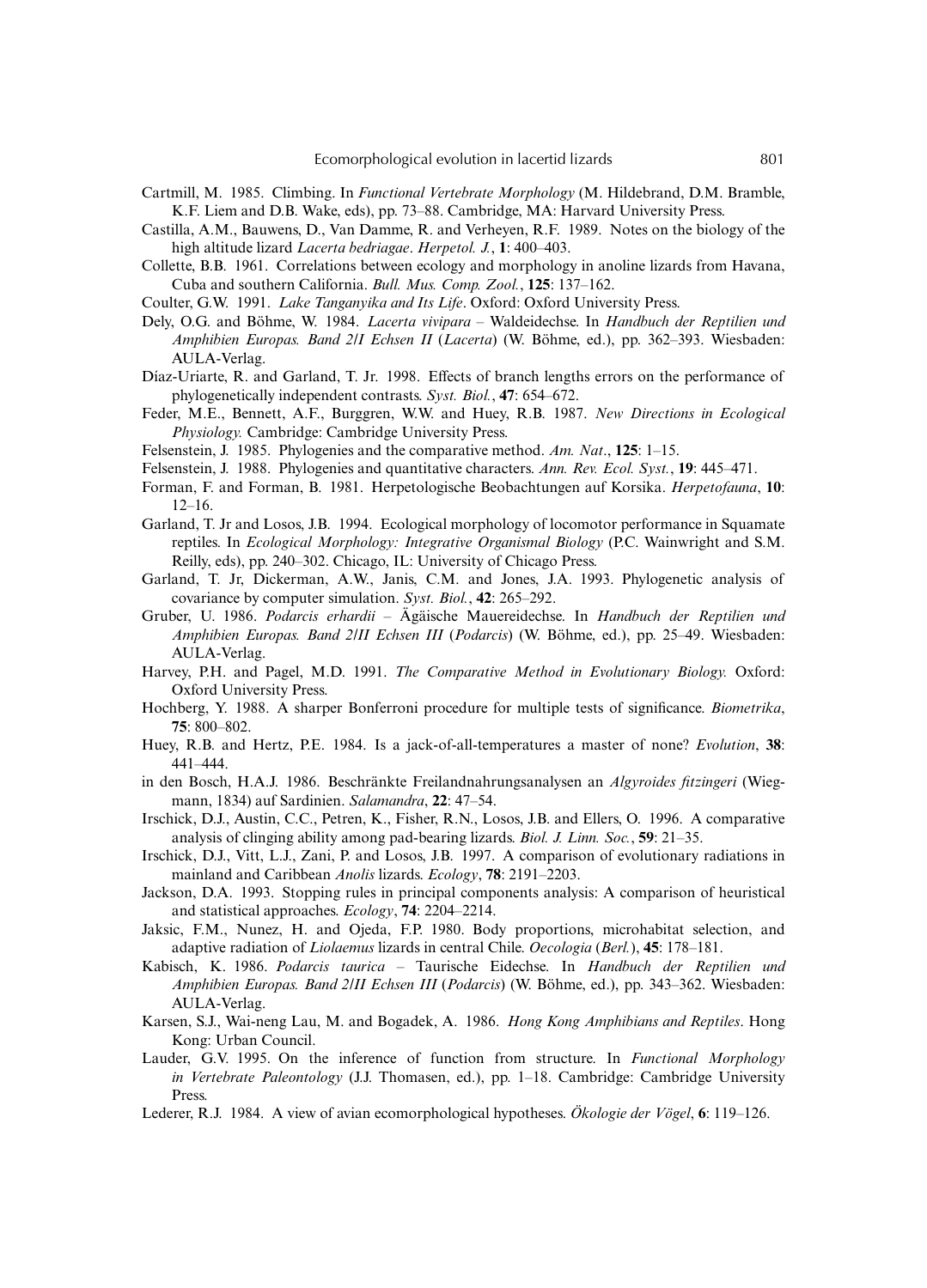Cartmill, M. 1985. Climbing. In *Functional Vertebrate Morphology* (M. Hildebrand, D.M. Bramble, K.F. Liem and D.B. Wake, eds), pp. 73–88. Cambridge, MA: Harvard University Press.

Castilla, A.M., Bauwens, D., Van Damme, R. and Verheyen, R.F. 1989. Notes on the biology of the high altitude lizard *Lacerta bedriagae*. *Herpetol. J.*, **1**: 400–403.

Collette, B.B. 1961. Correlations between ecology and morphology in anoline lizards from Havana, Cuba and southern California. *Bull. Mus. Comp. Zool.*, **125**: 137–162.

Coulter, G.W. 1991. *Lake Tanganyika and Its Life*. Oxford: Oxford University Press.

Dely, O.G. and Böhme, W. 1984. *Lacerta vivipara* – Waldeidechse. In *Handbuch der Reptilien und Amphibien Europas. Band 2/I Echsen II* (*Lacerta*) (W. Böhme, ed.), pp. 362–393. Wiesbaden: AULA-Verlag.

Díaz-Uriarte, R. and Garland, T. Jr. 1998. Effects of branch lengths errors on the performance of phylogenetically independent contrasts. *Syst. Biol.*, **47**: 654–672.

Feder, M.E., Bennett, A.F., Burggren, W.W. and Huey, R.B. 1987. *New Directions in Ecological Physiology.* Cambridge: Cambridge University Press.

Felsenstein, J. 1985. Phylogenies and the comparative method. *Am. Nat*., **125**: 1–15.

Felsenstein, J. 1988. Phylogenies and quantitative characters. *Ann. Rev. Ecol. Syst.*, **19**: 445–471.

Forman, F. and Forman, B. 1981. Herpetologische Beobachtungen auf Korsika. *Herpetofauna*, **10**: 12–16.

Garland, T. Jr and Losos, J.B. 1994. Ecological morphology of locomotor performance in Squamate reptiles. In *Ecological Morphology: Integrative Organismal Biology* (P.C. Wainwright and S.M. Reilly, eds), pp. 240–302. Chicago, IL: University of Chicago Press.

Garland, T. Jr, Dickerman, A.W., Janis, C.M. and Jones, J.A. 1993. Phylogenetic analysis of covariance by computer simulation. *Syst. Biol.*, **42**: 265–292.

Gruber, U. 1986. *Podarcis erhardii* – Ägäische Mauereidechse. In *Handbuch der Reptilien und Amphibien Europas. Band 2/II Echsen III* (*Podarcis*) (W. Böhme, ed.), pp. 25–49. Wiesbaden: AULA-Verlag.

Harvey, P.H. and Pagel, M.D. 1991. *The Comparative Method in Evolutionary Biology.* Oxford: Oxford University Press.

Hochberg, Y. 1988. A sharper Bonferroni procedure for multiple tests of significance. *Biometrika*, **75**: 800–802.

Huey, R.B. and Hertz, P.E. 1984. Is a jack-of-all-temperatures a master of none? *Evolution*, **38**: 441–444.

in den Bosch, H.A.J. 1986. Beschränkte Freilandnahrungsanalysen an *Algyroides fitzingeri* (Wiegmann, 1834) auf Sardinien. *Salamandra*, **22**: 47–54.

Irschick, D.J., Austin, C.C., Petren, K., Fisher, R.N., Losos, J.B. and Ellers, O. 1996. A comparative analysis of clinging ability among pad-bearing lizards. *Biol. J. Linn. Soc.*, **59**: 21–35.

Irschick, D.J., Vitt, L.J., Zani, P. and Losos, J.B. 1997. A comparison of evolutionary radiations in mainland and Caribbean *Anolis* lizards. *Ecology*, **78**: 2191–2203.

Jackson, D.A. 1993. Stopping rules in principal components analysis: A comparison of heuristical and statistical approaches. *Ecology*, **74**: 2204–2214.

Jaksic, F.M., Nunez, H. and Ojeda, F.P. 1980. Body proportions, microhabitat selection, and adaptive radiation of *Liolaemus* lizards in central Chile. *Oecologia* (*Berl.*), **45**: 178–181.

Kabisch, K. 1986. *Podarcis taurica* – Taurische Eidechse. In *Handbuch der Reptilien und Amphibien Europas. Band 2/II Echsen III* (*Podarcis*) (W. Böhme, ed.), pp. 343–362. Wiesbaden: AULA-Verlag.

Karsen, S.J., Wai-neng Lau, M. and Bogadek, A. 1986. *Hong Kong Amphibians and Reptiles*. Hong Kong: Urban Council.

Lauder, G.V. 1995. On the inference of function from structure. In *Functional Morphology in Vertebrate Paleontology* (J.J. Thomasen, ed.), pp. 1–18. Cambridge: Cambridge University Press.

Lederer, R.J. 1984. A view of avian ecomorphological hypotheses. *Ökologie der Vögel*, **6**: 119–126.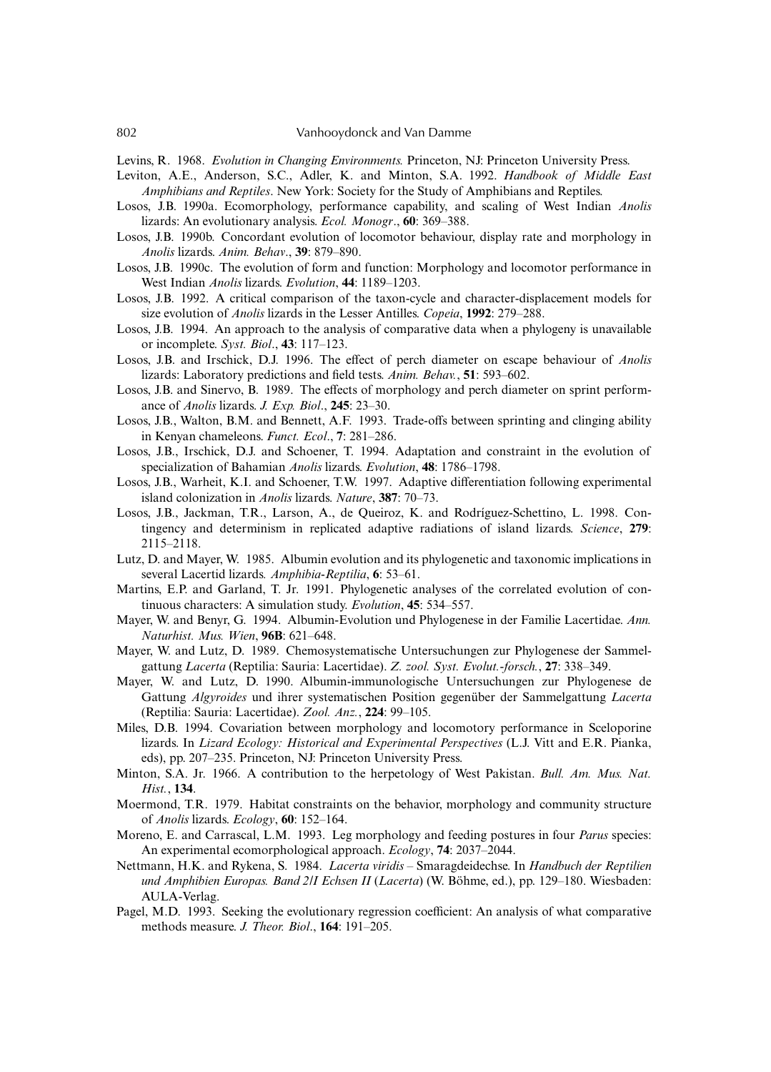Levins, R. 1968. *Evolution in Changing Environments.* Princeton, NJ: Princeton University Press.

Leviton, A.E., Anderson, S.C., Adler, K. and Minton, S.A. 1992. *Handbook of Middle East Amphibians and Reptiles*. New York: Society for the Study of Amphibians and Reptiles.

Losos, J.B. 1990a. Ecomorphology, performance capability, and scaling of West Indian *Anolis* lizards: An evolutionary analysis. *Ecol. Monogr*., **60**: 369–388.

Losos, J.B. 1990b. Concordant evolution of locomotor behaviour, display rate and morphology in *Anolis* lizards. *Anim. Behav*., **39**: 879–890.

Losos, J.B. 1990c. The evolution of form and function: Morphology and locomotor performance in West Indian *Anolis* lizards. *Evolution*, **44**: 1189–1203.

Losos, J.B. 1992. A critical comparison of the taxon-cycle and character-displacement models for size evolution of *Anolis* lizards in the Lesser Antilles. *Copeia*, **1992**: 279–288.

Losos, J.B. 1994. An approach to the analysis of comparative data when a phylogeny is unavailable or incomplete. *Syst. Biol*., **43**: 117–123.

Losos, J.B. and Irschick, D.J. 1996. The effect of perch diameter on escape behaviour of *Anolis* lizards: Laboratory predictions and field tests. *Anim. Behav.*, **51**: 593–602.

Losos, J.B. and Sinervo, B. 1989. The effects of morphology and perch diameter on sprint performance of *Anolis* lizards. *J. Exp. Biol*., **245**: 23–30.

Losos, J.B., Walton, B.M. and Bennett, A.F. 1993. Trade-offs between sprinting and clinging ability in Kenyan chameleons. *Funct. Ecol*., **7**: 281–286.

Losos, J.B., Irschick, D.J. and Schoener, T. 1994. Adaptation and constraint in the evolution of specialization of Bahamian *Anolis* lizards. *Evolution*, **48**: 1786–1798.

Losos, J.B., Warheit, K.I. and Schoener, T.W. 1997. Adaptive differentiation following experimental island colonization in *Anolis* lizards. *Nature*, **387**: 70–73.

Losos, J.B., Jackman, T.R., Larson, A., de Queiroz, K. and Rodríguez-Schettino, L. 1998. Contingency and determinism in replicated adaptive radiations of island lizards. *Science*, **279**: 2115–2118.

Lutz, D. and Mayer, W. 1985. Albumin evolution and its phylogenetic and taxonomic implications in several Lacertid lizards. *Amphibia-Reptilia*, **6**: 53–61.

Martins, E.P. and Garland, T. Jr. 1991. Phylogenetic analyses of the correlated evolution of continuous characters: A simulation study. *Evolution*, **45**: 534–557.

Mayer, W. and Benyr, G. 1994. Albumin-Evolution und Phylogenese in der Familie Lacertidae. *Ann. Naturhist. Mus. Wien*, **96B**: 621–648.

Mayer, W. and Lutz, D. 1989. Chemosystematische Untersuchungen zur Phylogenese der Sammelgattung *Lacerta* (Reptilia: Sauria: Lacertidae). *Z. zool. Syst. Evolut.-forsch.*, **27**: 338–349.

Mayer, W. and Lutz, D. 1990. Albumin-immunologische Untersuchungen zur Phylogenese de Gattung *Algyroides* und ihrer systematischen Position gegenüber der Sammelgattung *Lacerta* (Reptilia: Sauria: Lacertidae). *Zool. Anz.*, **224**: 99–105.

Miles, D.B. 1994. Covariation between morphology and locomotory performance in Sceloporine lizards. In *Lizard Ecology: Historical and Experimental Perspectives* (L.J. Vitt and E.R. Pianka, eds), pp. 207–235. Princeton, NJ: Princeton University Press.

Minton, S.A. Jr. 1966. A contribution to the herpetology of West Pakistan. *Bull. Am. Mus. Nat. Hist.*, **134**.

Moermond, T.R. 1979. Habitat constraints on the behavior, morphology and community structure of *Anolis* lizards. *Ecology*, **60**: 152–164.

Moreno, E. and Carrascal, L.M. 1993. Leg morphology and feeding postures in four *Parus* species: An experimental ecomorphological approach. *Ecology*, **74**: 2037–2044.

Nettmann, H.K. and Rykena, S. 1984. *Lacerta viridis* – Smaragdeidechse. In *Handbuch der Reptilien und Amphibien Europas. Band 2/I Echsen II* (*Lacerta*) (W. Böhme, ed.), pp. 129–180. Wiesbaden: AULA-Verlag.

Pagel, M.D. 1993. Seeking the evolutionary regression coefficient: An analysis of what comparative methods measure. *J. Theor. Biol*., **164**: 191–205.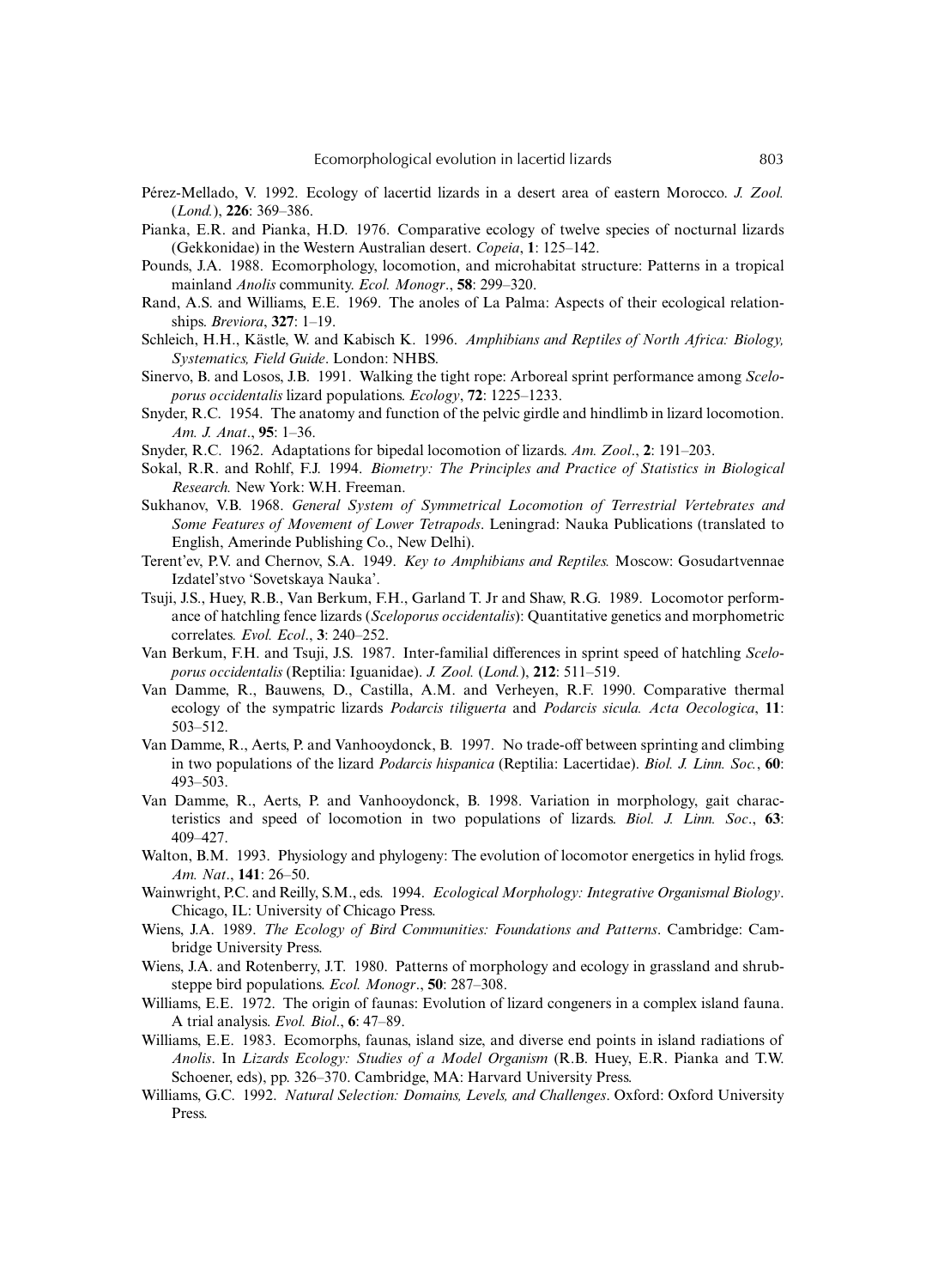Pérez-Mellado, V. 1992. Ecology of lacertid lizards in a desert area of eastern Morocco. *J. Zool.* (*Lond.*), **226**: 369–386.

Pianka, E.R. and Pianka, H.D. 1976. Comparative ecology of twelve species of nocturnal lizards (Gekkonidae) in the Western Australian desert. *Copeia*, **1**: 125–142.

Pounds, J.A. 1988. Ecomorphology, locomotion, and microhabitat structure: Patterns in a tropical mainland *Anolis* community. *Ecol. Monogr*., **58**: 299–320.

Rand, A.S. and Williams, E.E. 1969. The anoles of La Palma: Aspects of their ecological relationships. *Breviora*, **327**: 1–19.

Schleich, H.H., Kästle, W. and Kabisch K. 1996. *Amphibians and Reptiles of North Africa: Biology, Systematics, Field Guide*. London: NHBS.

Sinervo, B. and Losos, J.B. 1991. Walking the tight rope: Arboreal sprint performance among *Sceloporus occidentalis* lizard populations. *Ecology*, **72**: 1225–1233.

Snyder, R.C. 1954. The anatomy and function of the pelvic girdle and hindlimb in lizard locomotion. *Am. J. Anat*., **95**: 1–36.

Snyder, R.C. 1962. Adaptations for bipedal locomotion of lizards. *Am. Zool*., **2**: 191–203.

Sokal, R.R. and Rohlf, F.J. 1994. *Biometry: The Principles and Practice of Statistics in Biological Research.* New York: W.H. Freeman.

Sukhanov, V.B. 1968. *General System of Symmetrical Locomotion of Terrestrial Vertebrates and Some Features of Movement of Lower Tetrapods*. Leningrad: Nauka Publications (translated to English, Amerinde Publishing Co., New Delhi).

Terent'ev, P.V. and Chernov, S.A. 1949. *Key to Amphibians and Reptiles.* Moscow: Gosudartvennae Izdatel'stvo 'Sovetskaya Nauka'.

Tsuji, J.S., Huey, R.B., Van Berkum, F.H., Garland T. Jr and Shaw, R.G. 1989. Locomotor performance of hatchling fence lizards (*Sceloporus occidentalis*): Quantitative genetics and morphometric correlates. *Evol. Ecol*., **3**: 240–252.

Van Berkum, F.H. and Tsuji, J.S. 1987. Inter-familial differences in sprint speed of hatchling *Sceloporus occidentalis* (Reptilia: Iguanidae). *J. Zool.* (*Lond.*), **212**: 511–519.

Van Damme, R., Bauwens, D., Castilla, A.M. and Verheyen, R.F. 1990. Comparative thermal ecology of the sympatric lizards *Podarcis tiliguerta* and *Podarcis sicula. Acta Oecologica*, **11**: 503–512.

Van Damme, R., Aerts, P. and Vanhooydonck, B. 1997. No trade-off between sprinting and climbing in two populations of the lizard *Podarcis hispanica* (Reptilia: Lacertidae). *Biol. J. Linn. Soc.*, **60**: 493–503.

Van Damme, R., Aerts, P. and Vanhooydonck, B. 1998. Variation in morphology, gait characteristics and speed of locomotion in two populations of lizards. *Biol. J. Linn. Soc*., **63**: 409–427.

Walton, B.M. 1993. Physiology and phylogeny: The evolution of locomotor energetics in hylid frogs. *Am. Nat*., **141**: 26–50.

Wainwright, P.C. and Reilly, S.M., eds. 1994. *Ecological Morphology: Integrative Organismal Biology*. Chicago, IL: University of Chicago Press.

Wiens, J.A. 1989. *The Ecology of Bird Communities: Foundations and Patterns*. Cambridge: Cambridge University Press.

Wiens, J.A. and Rotenberry, J.T. 1980. Patterns of morphology and ecology in grassland and shrubsteppe bird populations. *Ecol. Monogr*., **50**: 287–308.

Williams, E.E. 1972. The origin of faunas: Evolution of lizard congeners in a complex island fauna. A trial analysis. *Evol. Biol*., **6**: 47–89.

Williams, E.E. 1983. Ecomorphs, faunas, island size, and diverse end points in island radiations of *Anolis*. In *Lizards Ecology: Studies of a Model Organism* (R.B. Huey, E.R. Pianka and T.W. Schoener, eds), pp. 326–370. Cambridge, MA: Harvard University Press.

Williams, G.C. 1992. *Natural Selection: Domains, Levels, and Challenges*. Oxford: Oxford University Press.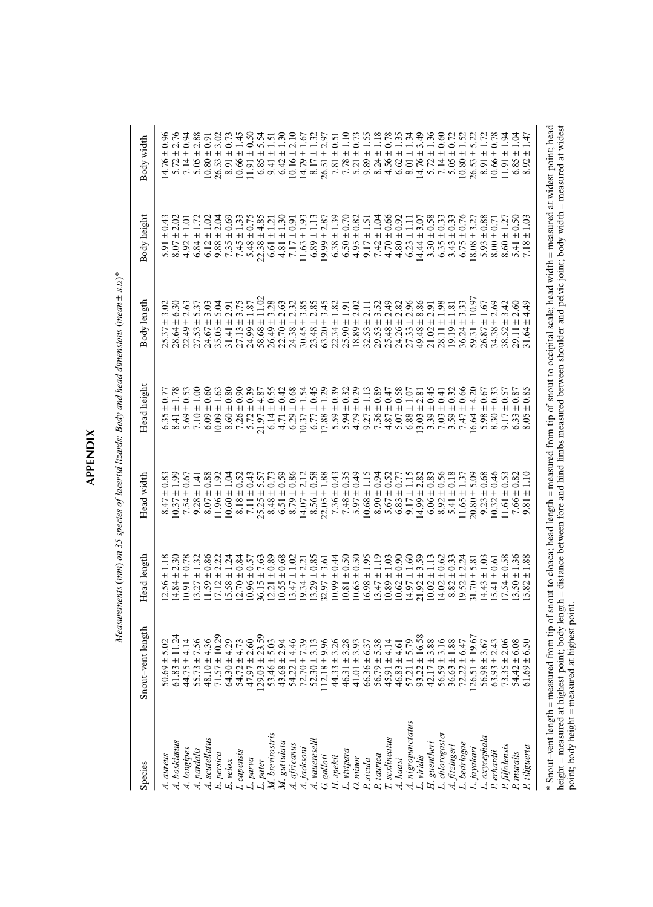# APPENDIX

*Measurements (mm) on 35 species of lacertid lizards: Body and head dimensions (mean ± S.D.)**

| Species | Snout–vent length | Head length | Head width | Head height | Body length | Body height | Body width |
|---|---|---|---|---|---|---|---|
| *A. aureus* | 50.69 ± 5.02 | 12.56 ± 1.18 | 8.47 ± 0.83 | 6.35 ± 0.77 | 25.37 ± 3.02 | 5.91 ± 0.43 | 14.76 ± 0.96 |
| *A. boskianus* | 61.83 ± 11.24 | 14.84 ± 2.30 | 10.37 ± 1.99 | 8.41 ± 1.78 | 28.64 ± 6.30 | 8.07 ± 2.02 | 5.72 ± 2.76 |
| *A. longipes* | 44.75 ± 4.14 | 10.91 ± 0.78 | 7.54 ± 0.67 | 5.69 ± 0.53 | 22.49 ± 2.63 | 4.92 ± 1.01 | 7.14 ± 0.94 |
| *A. pardalis* | 55.73 ± 7.56 | 13.27 ± 1.32 | 9.28 ± 1.41 | 7.10 ± 1.00 | 27.53 ± 5.37 | 6.84 ± 1.72 | 5.05 ± 2.88 |
| *A. scutellatus* | 48.10 ± 4.36 | 11.59 ± 0.86 | 8.07 ± 0.88 | 6.09 ± 0.60 | 24.67 ± 3.03 | 6.12 ± 1.02 | 10.80 ± 0.91 |
| *E. persica* | 71.57 ± 10.29 | 17.12 ± 2.22 | 11.96 ± 1.92 | 10.09 ± 1.63 | 35.05 ± 5.04 | 9.88 ± 2.04 | 26.53 ± 3.02 |
| *E. velox* | 64.30 ± 4.29 | 15.58 ± 1.24 | 10.60 ± 1.04 | 8.60 ± 0.80 | 31.41 ± 2.91 | 7.35 ± 0.69 | 8.91 ± 0.73 |
| *I. capensis* | 54.72 ± 4.73 | 12.70 ± 0.84 | 8.18 ± 0.52 | 7.26 ± 0.90 | 27.13 ± 3.75 | 7.45 ± 1.33 | 10.66 ± 1.45 |
| *L. parva* | 47.97 ± 2.60 | 10.96 ± 0.57 | 7.11 ± 0.43 | 5.72 ± 0.39 | 24.99 ± 1.87 | 5.48 ± 0.75 | 11.91 ± 0.50 |
| *L. pater* | 129.03 ± 23.59 | 36.15 ± 7.63 | 25.25 ± 5.57 | 21.97 ± 4.87 | 58.68 ± 11.02 | 22.38 ± 4.85 | 6.85 ± 5.54 |
| *M. brevirostris* | 53.46 ± 5.03 | 12.21 ± 0.89 | 8.48 ± 0.73 | 6.14 ± 0.55 | 26.49 ± 3.28 | 6.61 ± 1.21 | 9.41 ± 1.51 |
| *M. guttulata* | 43.68 ± 2.94 | 10.55 ± 0.68 | 6.51 ± 0.59 | 4.71 ± 0.42 | 22.70 ± 2.63 | 4.81 ± 1.30 | 6.42 ± 1.30 |
| *A. africanus* | 54.22 ± 4.46 | 13.47 ± 1.02 | 8.79 ± 0.86 | 6.29 ± 0.68 | 24.38 ± 2.32 | 7.17 ± 0.91 | 10.16 ± 2.10 |
| *A. jacksoni* | 72.70 ± 7.39 | 19.34 ± 2.21 | 14.07 ± 2.12 | 10.37 ± 1.54 | 30.45 ± 3.85 | 11.63 ± 1.93 | 14.79 ± 1.67 |
| *A. vauereselli* | 52.30 ± 3.13 | 13.29 ± 0.85 | 8.56 ± 0.58 | 6.77 ± 0.45 | 23.48 ± 2.85 | 6.89 ± 1.13 | 8.17 ± 1.32 |
| *G. galloti* | 112.18 ± 9.96 | 32.97 ± 3.61 | 22.05 ± 1.88 | 17.88 ± 1.29 | 63.20 ± 3.45 | 19.99 ± 2.87 | 26.51 ± 2.97 |
| *H. spekii* | 44.33 ± 3.26 | 10.99 ± 0.44 | 7.36 ± 0.43 | 5.59 ± 0.39 | 22.34 ± 1.82 | 6.38 ± 1.39 | 7.81 ± 0.51 |
| *L. vivipara* | 46.31 ± 3.28 | 10.81 ± 0.50 | 7.48 ± 0.35 | 5.94 ± 0.32 | 25.90 ± 1.91 | 6.50 ± 0.70 | 7.78 ± 1.10 |
| *O. minor* | 41.01 ± 3.93 | 10.65 ± 0.50 | 5.97 ± 0.49 | 4.79 ± 0.29 | 18.89 ± 2.02 | 4.95 ± 0.82 | 5.21 ± 0.73 |
| *P. sicula* | 66.36 ± 6.37 | 16.98 ± 1.95 | 10.68 ± 1.15 | 9.27 ± 1.13 | 32.53 ± 2.11 | 9.17 ± 1.51 | 9.89 ± 1.55 |
| *P. taurica* | 56.79 ± 5.38 | 13.47 ± 1.19 | 8.90 ± 0.94 | 7.56 ± 0.89 | 29.53 ± 3.52 | 7.42 ± 1.04 | 8.24 ± 1.18 |
| *T. sexlineatus* | 45.91 ± 4.14 | 10.89 ± 1.03 | 5.67 ± 0.52 | 4.87 ± 0.47 | 25.48 ± 2.49 | 4.70 ± 0.66 | 4.56 ± 0.78 |
| *A. haasi* | 46.83 ± 4.61 | 10.62 ± 0.90 | 6.83 ± 0.77 | 5.07 ± 0.58 | 24.26 ± 2.82 | 4.80 ± 0.92 | 6.62 ± 1.35 |
| *A. nigropunctatus* | 57.21 ± 5.79 | 14.97 ± 1.60 | 9.17 ± 1.15 | 6.88 ± 1.07 | 27.33 ± 2.96 | 6.23 ± 1.11 | 8.01 ± 1.34 |
| *L. viridis* | 93.22 ± 16.58 | 21.92 ± 3.59 | 14.99 ± 2.82 | 13.03 ± 2.81 | 49.48 ± 8.86 | 14.44 ± 3.07 | 14.76 ± 3.49 |
| *H. guentheri* | 42.17 ± 3.88 | 10.02 ± 1.13 | 6.06 ± 0.83 | 3.39 ± 0.45 | 21.02 ± 2.91 | 3.30 ± 0.58 | 5.72 ± 1.36 |
| *L. chlorogaster* | 56.59 ± 3.16 | 14.02 ± 0.62 | 8.92 ± 0.56 | 7.03 ± 0.41 | 28.11 ± 1.98 | 6.35 ± 0.33 | 7.14 ± 0.60 |
| *A. fitzingeri* | 36.63 ± 1.88 | 8.82 ± 0.33 | 5.41 ± 0.18 | 3.59 ± 0.32 | 19.19 ± 1.81 | 3.43 ± 0.33 | 5.05 ± 0.72 |
| *L. bedriagae* | 72.22 ± 6.47 | 19.52 ± 2.24 | 11.65 ± 1.37 | 7.47 ± 0.66 | 36.24 ± 3.33 | 6.75 ± 0.76 | 10.80 ± 1.52 |
| *L. jayakari* | 126.51 ± 19.67 | 31.70 ± 5.81 | 20.80 ± 5.09 | 16.64 ± 4.20 | 59.31 ± 10.97 | 18.08 ± 3.27 | 26.53 ± 5.22 |
| *L. oxycephala* | 56.98 ± 3.67 | 14.43 ± 1.03 | 9.23 ± 0.68 | 5.98 ± 0.67 | 26.87 ± 1.67 | 5.93 ± 0.88 | 8.91 ± 1.72 |
| *P. erhardii* | 63.93 ± 2.43 | 15.41 ± 0.61 | 10.32 ± 0.46 | 8.30 ± 0.33 | 34.38 ± 2.69 | 8.00 ± 0.71 | 10.66 ± 0.78 |
| *P. filfolensis* | 73.35 ± 2.06 | 17.54 ± 0.58 | 11.61 ± 0.53 | 9.17 ± 0.57 | 38.52 ± 3.42 | 8.60 ± 1.27 | 11.91 ± 1.94 |
| *P. muralis* | 54.42 ± 6.08 | 13.50 ± 1.36 | 7.66 ± 0.82 | 6.33 ± 0.87 | 29.11 ± 2.60 | 5.41 ± 0.50 | 6.85 ± 1.04 |
| *P. tiliguerta* | 61.69 ± 6.50 | 15.82 ± 1.88 | 9.81 ± 1.10 | 8.05 ± 0.85 | 31.64 ± 4.49 | 7.18 ± 1.03 | 8.92 ± 1.47 |

\* Snout–vent length = measured from tip of snout to cloaca; head length = measured from tip of snout to occipital scale; head width = measured at widest point; head height = measured at highest point; body length = distance between fore and hind limbs measured between shoulder and pelvic joint; body width = measured at widest point; body height = measured at highest point.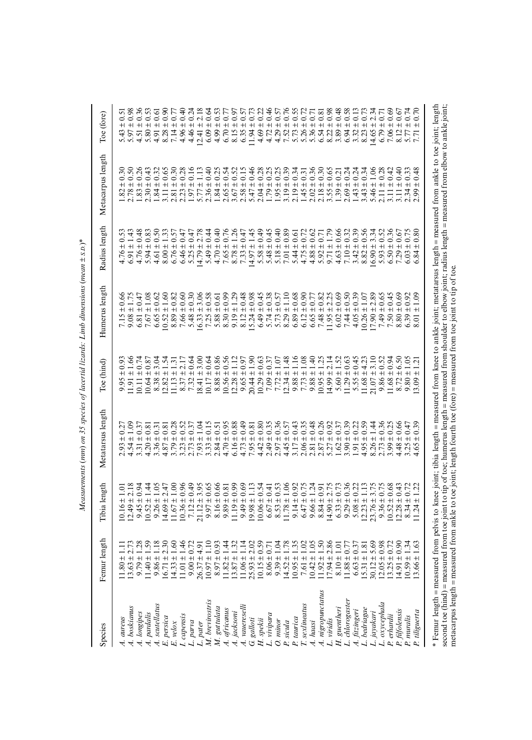*Measurements (mm) on 35 species of lacertid lizards: Limb dimensions (mean ± S.D.)**

| Species | Femur length | Tibia length | Metatarsus length | Toe (hind) | Humerus length | Radius length | Metacarpus length | Toe (fore) |
|---|---|---|---|---|---|---|---|---|
| *A. aureus* | 11.80 ± 1.11 | 10.16 ± 1.01 | 2.93 ± 0.27 | 9.95 ± 0.93 | 7.15 ± 0.66 | 4.76 ± 0.53 | 1.82 ± 0.30 | 5.43 ± 0.51 |
| *A. boskianus* | 13.63 ± 2.73 | 12.49 ± 2.18 | 4.54 ± 1.09 | 11.91 ± 1.66 | 9.08 ± 1.75 | 6.91 ± 1.43 | 2.78 ± 0.50 | 5.97 ± 0.98 |
| *A. longipes* | 9.79 ± 1.28 | 9.45 ± 0.94 | 3.31 ± 0.37 | 10.11 ± 0.74 | 6.81 ± 0.47 | 4.76 ± 0.48 | 1.83 ± 0.26 | 4.51 ± 0.36 |
| *A. pardalis* | 11.40 ± 1.59 | 10.52 ± 1.44 | 4.20 ± 0.81 | 10.64 ± 0.87 | 7.67 ± 1.08 | 5.94 ± 0.83 | 2.30 ± 0.43 | 5.80 ± 0.53 |
| *A. scutellatus* | 9.86 ± 1.18 | 9.26 ± 1.05 | 3.36 ± 0.31 | 8.38 ± 3.04 | 6.65 ± 0.62 | 4.61 ± 0.50 | 1.84 ± 0.32 | 4.91 ± 0.61 |
| *E. persica* | 16.71 ± 2.30 | 14.69 ± 2.47 | 4.87 ± 0.81 | 12.82 ± 1.54 | 10.52 ± 1.60 | 8.00 ± 1.33 | 3.11 ± 0.65 | 8.28 ± 0.90 |
| *E. velox* | 14.33 ± 1.60 | 11.67 ± 1.00 | 3.79 ± 0.28 | 11.13 ± 1.31 | 8.89 ± 0.82 | 6.76 ± 0.57 | 2.81 ± 0.30 | 7.14 ± 0.77 |
| *I. capensis* | 11.01 ± 1.46 | 10.36 ± 0.96 | 3.23 ± 0.52 | 8.37 ± 2.17 | 7.66 ± 0.60 | 6.46 ± 0.47 | 2.23 ± 0.28 | 4.96 ± 0.40 |
| *L. parva* | 9.00 ± 0.72 | 7.12 ± 0.49 | 2.73 ± 0.37 | 7.32 ± 0.64 | 5.48 ± 0.30 | 5.25 ± 0.47 | 1.97 ± 0.16 | 4.46 ± 0.24 |
| *L. pater* | 26.37 ± 4.91 | 21.12 ± 3.95 | 7.93 ± 1.04 | 18.41 ± 3.00 | 16.33 ± 3.06 | 14.79 ± 2.78 | 5.77 ± 1.13 | 12.41 ± 2.18 |
| *M. brevirostris* | 10.97 ± 1.10 | 9.97 ± 0.65 | 3.33 ± 0.15 | 10.17 ± 0.64 | 7.25 ± 0.58 | 5.49 ± 0.44 | 2.36 ± 0.40 | 6.09 ± 0.64 |
| *M. guttulata* | 8.97 ± 0.93 | 8.16 ± 0.66 | 2.84 ± 0.51 | 8.88 ± 0.86 | 5.88 ± 0.61 | 4.70 ± 0.40 | 1.84 ± 0.25 | 4.99 ± 0.53 |
| *A. africanus* | 11.82 ± 1.44 | 9.89 ± 0.81 | 4.70 ± 0.95 | 10.56 ± 0.56 | 8.30 ± 0.99 | 7.65 ± 0.76 | 2.65 ± 0.54 | 6.70 ± 0.77 |
| *A. jacksoni* | 13.87 ± 1.32 | 11.19 ± 0.99 | 6.16 ± 0.88 | 12.28 ± 1.12 | 9.19 ± 1.29 | 8.78 ± 1.26 | 3.67 ± 0.52 | 8.15 ± 0.97 |
| *A. vauereselli* | 11.06 ± 1.14 | 9.49 ± 0.69 | 4.73 ± 0.49 | 9.65 ± 0.97 | 8.12 ± 0.48 | 7.33 ± 0.47 | 2.58 ± 0.15 | 6.35 ± 0.57 |
| *G. galloti* | 25.93 ± 2.02 | 19.98 ± 1.13 | 7.95 ± 0.81 | 20.44 ± 1.90 | 15.24 ± 0.98 | 14.97 ± 1.45 | 5.47 ± 0.46 | 11.94 ± 0.73 |
| *H. spekii* | 10.15 ± 0.59 | 10.06 ± 0.54 | 4.42 ± 0.80 | 10.29 ± 0.63 | 6.49 ± 0.45 | 5.58 ± 0.49 | 2.04 ± 0.28 | 4.69 ± 0.22 |
| *L. vivipara* | 8.06 ± 0.71 | 6.67 ± 0.41 | 2.49 ± 0.35 | 7.09 ± 0.37 | 5.74 ± 0.38 | 5.48 ± 0.45 | 1.79 ± 0.25 | 4.72 ± 0.46 |
| *O. minor* | 9.39 ± 1.04 | 8.53 ± 0.53 | 2.97 ± 0.36 | 7.72 ± 1.07 | 5.73 ± 0.57 | 5.18 ± 0.40 | 1.95 ± 0.25 | 4.29 ± 0.57 |
| *P. sicula* | 14.52 ± 1.78 | 11.78 ± 1.06 | 4.45 ± 0.57 | 12.34 ± 1.48 | 8.29 ± 1.10 | 7.01 ± 0.89 | 3.19 ± 0.39 | 7.52 ± 0.76 |
| *P. taurica* | 10.95 ± 1.35 | 9.14 ± 0.92 | 3.17 ± 0.43 | 9.88 ± 1.16 | 6.89 ± 0.68 | 5.44 ± 0.61 | 2.19 ± 0.34 | 5.73 ± 0.55 |
| *T. sexlineatus* | 7.61 ± 1.02 | 6.47 ± 0.75 | 2.06 ± 0.35 | 7.73 ± 1.08 | 6.12 ± 0.90 | 4.75 ± 0.72 | 1.45 ± 0.31 | 5.26 ± 0.72 |
| *A. haasi* | 10.42 ± 1.05 | 9.66 ± 1.24 | 2.81 ± 0.48 | 9.88 ± 1.40 | 6.65 ± 0.77 | 4.88 ± 0.62 | 2.02 ± 0.36 | 5.36 ± 0.71 |
| *A. nigropunctatus* | 11.92 ± 1.50 | 8.84 ± 0.91 | 2.87 ± 0.26 | 10.95 ± 1.25 | 7.48 ± 0.82 | 5.92 ± 0.71 | 2.18 ± 0.30 | 6.54 ± 0.81 |
| *L. viridis* | 17.94 ± 2.86 | 14.90 ± 2.75 | 5.27 ± 0.92 | 14.99 ± 2.14 | 11.95 ± 2.25 | 9.71 ± 1.79 | 3.55 ± 0.65 | 8.22 ± 0.98 |
| *H. guentheri* | 8.10 ± 1.01 | 6.33 ± 0.73 | 1.62 ± 0.37 | 5.60 ± 1.52 | 6.02 ± 0.69 | 4.63 ± 0.66 | 1.39 ± 0.21 | 3.89 ± 0.48 |
| *L. chlorogaster* | 11.88 ± 0.77 | 9.29 ± 0.36 | 3.90 ± 0.39 | 11.29 ± 0.63 | 7.44 ± 0.50 | 7.10 ± 0.32 | 2.69 ± 0.24 | 6.94 ± 0.58 |
| *A. fitzingeri* | 6.63 ± 0.37 | 5.08 ± 0.22 | 1.91 ± 0.22 | 5.55 ± 0.45 | 4.05 ± 0.39 | 3.42 ± 0.39 | 1.43 ± 0.24 | 3.32 ± 0.13 |
| *L. bedriagae* | 15.31 ± 1.81 | 12.23 ± 1.13 | 4.95 ± 0.59 | 11.68 ± 4.23 | 10.26 ± 1.07 | 8.82 ± 0.56 | 3.43 ± 0.34 | 8.23 ± 0.73 |
| *L. jayakari* | 30.12 ± 5.69 | 23.76 ± 3.75 | 8.26 ± 1.44 | 21.07 ± 3.10 | 17.90 ± 2.89 | 16.90 ± 3.34 | 5.46 ± 1.06 | 14.65 ± 2.34 |
| *L. oxycephala* | 12.05 ± 0.98 | 9.36 ± 0.75 | 2.73 ± 0.36 | 9.86 ± 0.52 | 7.49 ± 0.65 | 5.93 ± 0.52 | 2.11 ± 0.28 | 6.79 ± 0.71 |
| *P. erhardii* | 13.25 ± 0.72 | 10.52 ± 0.68 | 3.99 ± 0.25 | 11.68 ± 0.94 | 7.50 ± 0.45 | 6.50 ± 0.36 | 3.11 ± 0.42 | 7.06 ± 0.69 |
| *P. filfolensis* | 14.91 ± 0.90 | 12.28 ± 0.43 | 4.48 ± 0.66 | 8.72 ± 6.50 | 8.80 ± 0.69 | 7.29 ± 0.67 | 3.11 ± 0.40 | 8.12 ± 0.67 |
| *P. muralis* | 10.59 ± 1.34 | 8.34 ± 0.72 | 3.25 ± 0.47 | 9.80 ± 1.05 | 6.39 ± 0.92 | 6.03 ± 0.75 | 2.34 ± 0.33 | 5.77 ± 0.74 |
| *P. tiliguerta* | 13.66 ± 1.63 | 11.24 ± 1.22 | 4.65 ± 0.39 | 13.09 ± 1.21 | 8.01 ± 1.09 | 6.84 ± 0.80 | 2.99 ± 0.48 | 7.71 ± 0.70 |

* Femur length = measured from pelvis to knee joint; tibia length = measured from knee to ankle joint; metatarsus length = measured from ankle to toe joint; length second toe (hind) = measured from toe joint to tip of toe; humerus length = measured from shoulder to elbow joint; radius length = measured from elbow to ankle joint; metacarpus length = measured from ankle to toe joint; length fourth toe (fore) = measured from toe joint to tip of toe.